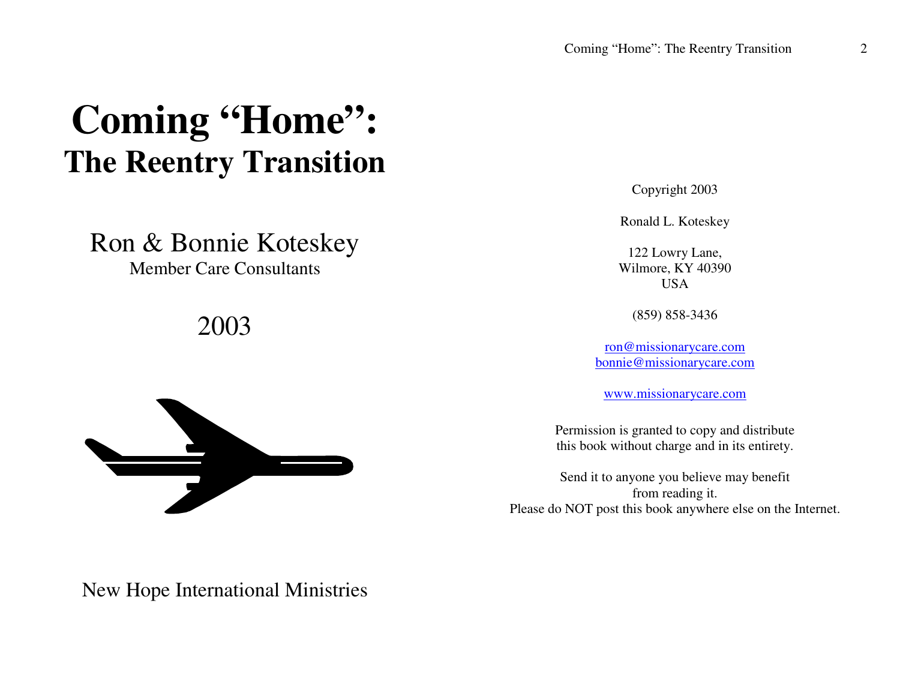# Coming "Home": The Reentry Transition

Ron & Bonnie Koteskey

Member Care Consultants

2003

New Hope International Ministries

Copyright 2003

Ronald L. Koteskey

122 Lowry Lane,
Wilmore, KY 40390
USA

(859) 858-3436

ron@missionarycare.com
bonnie@missionarycare.com

www.missionarycare.com

Permission is granted to copy and distribute
this book without charge and in its entirety.

Send it to anyone you believe may benefit
from reading it.
Please do NOT post this book anywhere else on the Internet.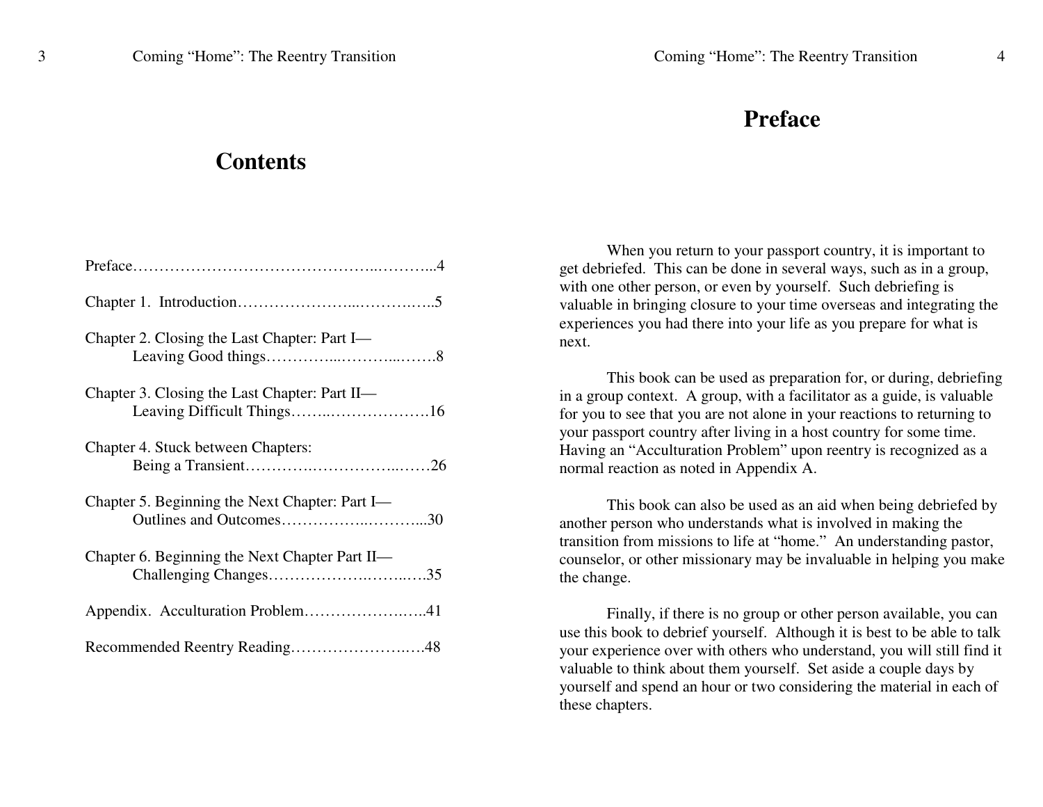# Contents

Preface……………………………………………..………...4

Chapter 1. Introduction…………………...………….…..5

Chapter 2. Closing the Last Chapter: Part I—
Leaving Good things…………...………...…….8

Chapter 3. Closing the Last Chapter: Part II—
Leaving Difficult Things……..……………….16

Chapter 4. Stuck between Chapters:
Being a Transient………….……………..……26

Chapter 5. Beginning the Next Chapter: Part I—
Outlines and Outcomes……………..………...30

Chapter 6. Beginning the Next Chapter Part II—
Challenging Changes……………….……..….35

Appendix. Acculturation Problem………………….…..41

Recommended Reentry Reading………………….….48

# Preface

When you return to your passport country, it is important to get debriefed. This can be done in several ways, such as in a group, with one other person, or even by yourself. Such debriefing is valuable in bringing closure to your time overseas and integrating the experiences you had there into your life as you prepare for what is next.

This book can be used as preparation for, or during, debriefing in a group context. A group, with a facilitator as a guide, is valuable for you to see that you are not alone in your reactions to returning to your passport country after living in a host country for some time. Having an "Acculturation Problem" upon reentry is recognized as a normal reaction as noted in Appendix A.

This book can also be used as an aid when being debriefed by another person who understands what is involved in making the transition from missions to life at "home." An understanding pastor, counselor, or other missionary may be invaluable in helping you make the change.

Finally, if there is no group or other person available, you can use this book to debrief yourself. Although it is best to be able to talk your experience over with others who understand, you will still find it valuable to think about them yourself. Set aside a couple days by yourself and spend an hour or two considering the material in each of these chapters.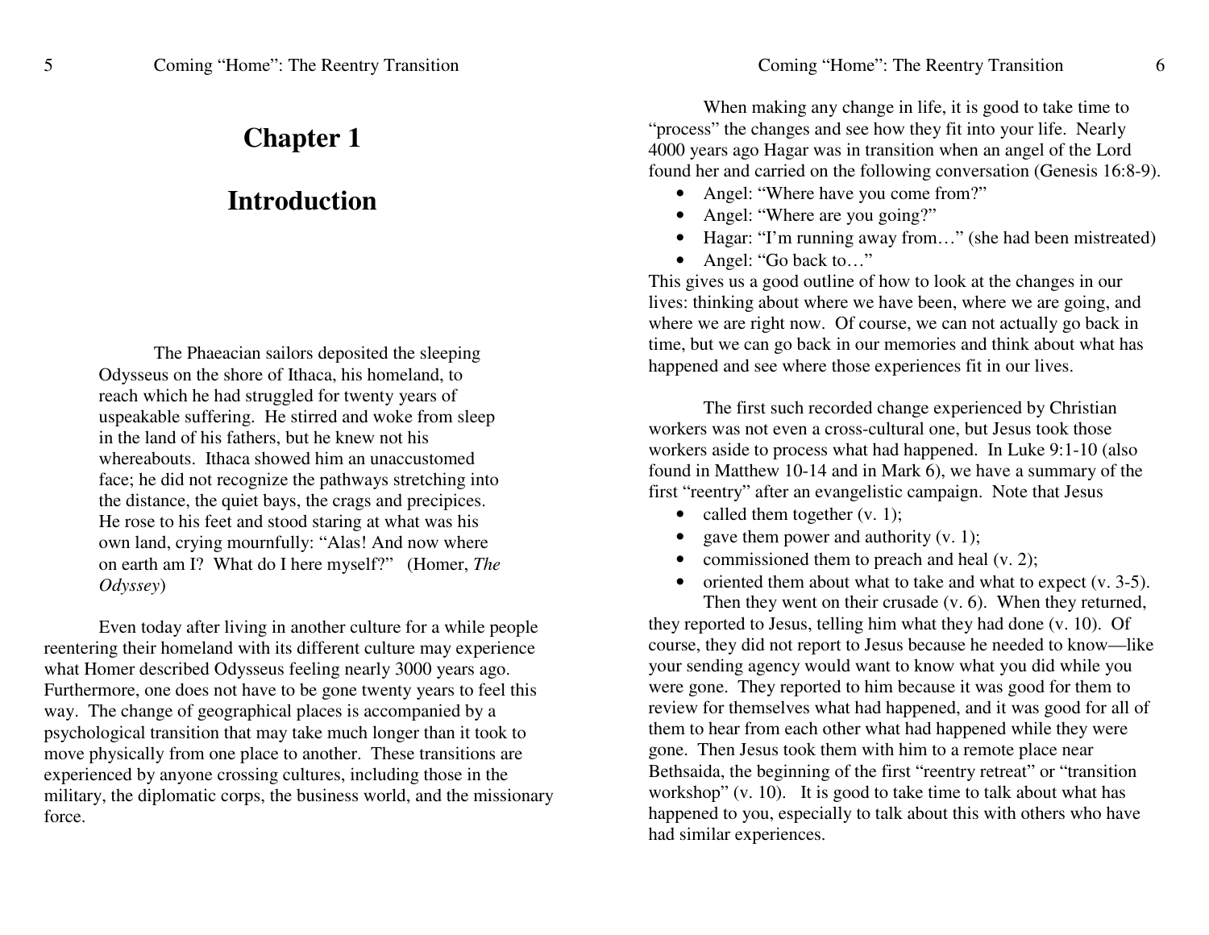# Chapter 1

# Introduction

> The Phaeacian sailors deposited the sleeping Odysseus on the shore of Ithaca, his homeland, to reach which he had struggled for twenty years of uspeakable suffering. He stirred and woke from sleep in the land of his fathers, but he knew not his whereabouts. Ithaca showed him an unaccustomed face; he did not recognize the pathways stretching into the distance, the quiet bays, the crags and precipices. He rose to his feet and stood staring at what was his own land, crying mournfully: "Alas! And now where on earth am I? What do I here myself?" (Homer, *The Odyssey*)

Even today after living in another culture for a while people reentering their homeland with its different culture may experience what Homer described Odysseus feeling nearly 3000 years ago. Furthermore, one does not have to be gone twenty years to feel this way. The change of geographical places is accompanied by a psychological transition that may take much longer than it took to move physically from one place to another. These transitions are experienced by anyone crossing cultures, including those in the military, the diplomatic corps, the business world, and the missionary force.

When making any change in life, it is good to take time to "process" the changes and see how they fit into your life. Nearly 4000 years ago Hagar was in transition when an angel of the Lord found her and carried on the following conversation (Genesis 16:8-9).

- Angel: "Where have you come from?"
- Angel: "Where are you going?"
- Hagar: "I'm running away from…" (she had been mistreated)
- Angel: "Go back to…"

This gives us a good outline of how to look at the changes in our lives: thinking about where we have been, where we are going, and where we are right now. Of course, we can not actually go back in time, but we can go back in our memories and think about what has happened and see where those experiences fit in our lives.

The first such recorded change experienced by Christian workers was not even a cross-cultural one, but Jesus took those workers aside to process what had happened. In Luke 9:1-10 (also found in Matthew 10-14 and in Mark 6), we have a summary of the first "reentry" after an evangelistic campaign. Note that Jesus

- called them together (v. 1);
- gave them power and authority (v. 1);
- commissioned them to preach and heal (v. 2);
- oriented them about what to take and what to expect (v. 3-5).

Then they went on their crusade (v. 6). When they returned, they reported to Jesus, telling him what they had done (v. 10). Of course, they did not report to Jesus because he needed to know—like your sending agency would want to know what you did while you were gone. They reported to him because it was good for them to review for themselves what had happened, and it was good for all of them to hear from each other what had happened while they were gone. Then Jesus took them with him to a remote place near Bethsaida, the beginning of the first "reentry retreat" or "transition workshop" (v. 10). It is good to take time to talk about what has happened to you, especially to talk about this with others who have had similar experiences.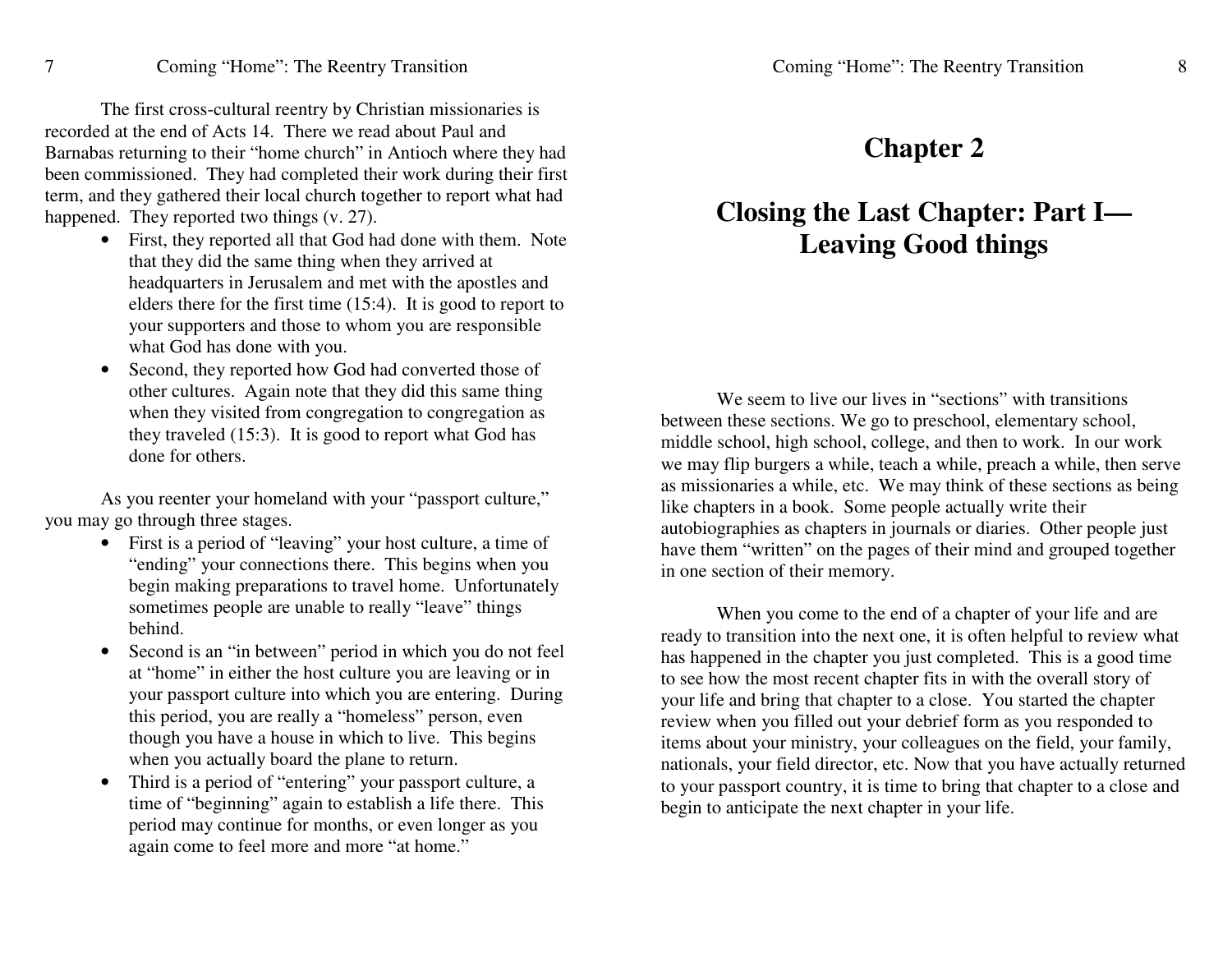The first cross-cultural reentry by Christian missionaries is recorded at the end of Acts 14. There we read about Paul and Barnabas returning to their "home church" in Antioch where they had been commissioned. They had completed their work during their first term, and they gathered their local church together to report what had happened. They reported two things (v. 27).

- First, they reported all that God had done with them. Note that they did the same thing when they arrived at headquarters in Jerusalem and met with the apostles and elders there for the first time (15:4). It is good to report to your supporters and those to whom you are responsible what God has done with you.
- Second, they reported how God had converted those of other cultures. Again note that they did this same thing when they visited from congregation to congregation as they traveled (15:3). It is good to report what God has done for others.

As you reenter your homeland with your "passport culture," you may go through three stages.

- First is a period of "leaving" your host culture, a time of "ending" your connections there. This begins when you begin making preparations to travel home. Unfortunately sometimes people are unable to really "leave" things behind.
- Second is an "in between" period in which you do not feel at "home" in either the host culture you are leaving or in your passport culture into which you are entering. During this period, you are really a "homeless" person, even though you have a house in which to live. This begins when you actually board the plane to return.
- Third is a period of "entering" your passport culture, a time of "beginning" again to establish a life there. This period may continue for months, or even longer as you again come to feel more and more "at home."

# Chapter 2

## Closing the Last Chapter: Part I—Leaving Good things

We seem to live our lives in "sections" with transitions between these sections. We go to preschool, elementary school, middle school, high school, college, and then to work. In our work we may flip burgers a while, teach a while, preach a while, then serve as missionaries a while, etc. We may think of these sections as being like chapters in a book. Some people actually write their autobiographies as chapters in journals or diaries. Other people just have them "written" on the pages of their mind and grouped together in one section of their memory.

When you come to the end of a chapter of your life and are ready to transition into the next one, it is often helpful to review what has happened in the chapter you just completed. This is a good time to see how the most recent chapter fits in with the overall story of your life and bring that chapter to a close. You started the chapter review when you filled out your debrief form as you responded to items about your ministry, your colleagues on the field, your family, nationals, your field director, etc. Now that you have actually returned to your passport country, it is time to bring that chapter to a close and begin to anticipate the next chapter in your life.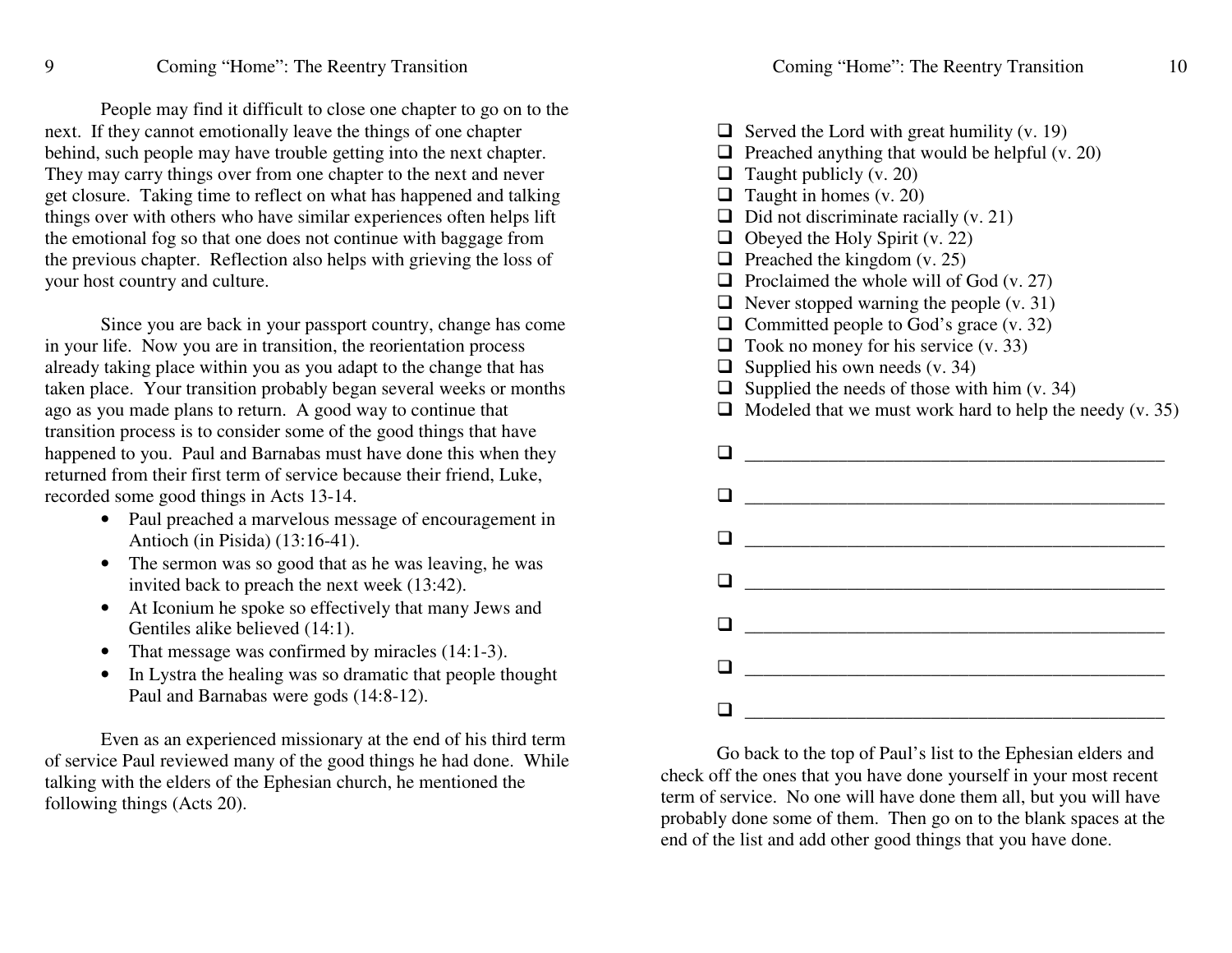People may find it difficult to close one chapter to go on to the next. If they cannot emotionally leave the things of one chapter behind, such people may have trouble getting into the next chapter. They may carry things over from one chapter to the next and never get closure. Taking time to reflect on what has happened and talking things over with others who have similar experiences often helps lift the emotional fog so that one does not continue with baggage from the previous chapter. Reflection also helps with grieving the loss of your host country and culture.

Since you are back in your passport country, change has come in your life. Now you are in transition, the reorientation process already taking place within you as you adapt to the change that has taken place. Your transition probably began several weeks or months ago as you made plans to return. A good way to continue that transition process is to consider some of the good things that have happened to you. Paul and Barnabas must have done this when they returned from their first term of service because their friend, Luke, recorded some good things in Acts 13-14.

- Paul preached a marvelous message of encouragement in Antioch (in Pisida) (13:16-41).
- The sermon was so good that as he was leaving, he was invited back to preach the next week (13:42).
- At Iconium he spoke so effectively that many Jews and Gentiles alike believed (14:1).
- That message was confirmed by miracles (14:1-3).
- In Lystra the healing was so dramatic that people thought Paul and Barnabas were gods (14:8-12).

Even as an experienced missionary at the end of his third term of service Paul reviewed many of the good things he had done. While talking with the elders of the Ephesian church, he mentioned the following things (Acts 20).

- [ ] Served the Lord with great humility (v. 19)
- [ ] Preached anything that would be helpful (v. 20)
- [ ] Taught publicly (v. 20)
- [ ] Taught in homes (v. 20)
- [ ] Did not discriminate racially (v. 21)
- [ ] Obeyed the Holy Spirit (v. 22)
- [ ] Preached the kingdom (v. 25)
- [ ] Proclaimed the whole will of God (v. 27)
- [ ] Never stopped warning the people (v. 31)
- [ ] Committed people to God's grace (v. 32)
- [ ] Took no money for his service (v. 33)
- [ ] Supplied his own needs (v. 34)
- [ ] Supplied the needs of those with him (v. 34)
- [ ] Modeled that we must work hard to help the needy (v. 35)

- [ ] ____________________________________________
- [ ] ____________________________________________
- [ ] ____________________________________________
- [ ] ____________________________________________
- [ ] ____________________________________________
- [ ] ____________________________________________
- [ ] ____________________________________________

Go back to the top of Paul's list to the Ephesian elders and check off the ones that you have done yourself in your most recent term of service. No one will have done them all, but you will have probably done some of them. Then go on to the blank spaces at the end of the list and add other good things that you have done.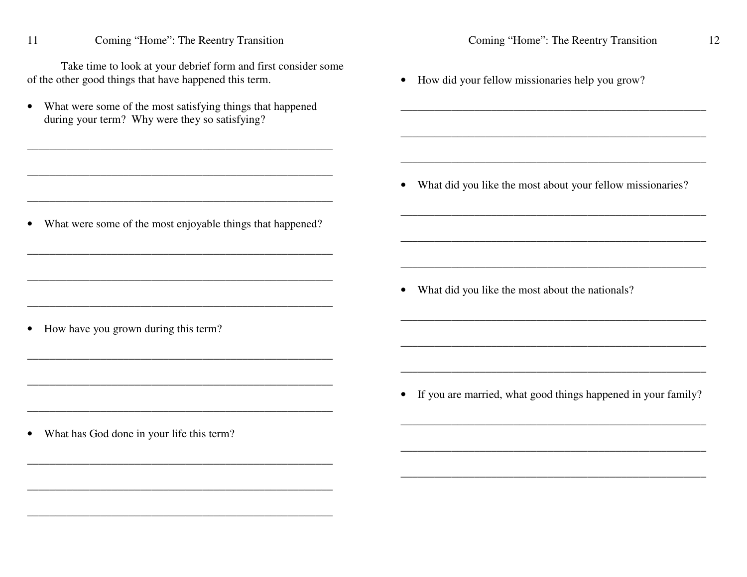Take time to look at your debrief form and first consider some of the other good things that have happened this term.

- What were some of the most satisfying things that happened during your term? Why were they so satisfying?

______________________________________________________

______________________________________________________

______________________________________________________

- What were some of the most enjoyable things that happened?

______________________________________________________

______________________________________________________

______________________________________________________

- How have you grown during this term?

______________________________________________________

______________________________________________________

______________________________________________________

- What has God done in your life this term?

______________________________________________________

______________________________________________________

______________________________________________________

- How did your fellow missionaries help you grow?

______________________________________________________

______________________________________________________

______________________________________________________

- What did you like the most about your fellow missionaries?

______________________________________________________

______________________________________________________

______________________________________________________

- What did you like the most about the nationals?

______________________________________________________

______________________________________________________

______________________________________________________

- If you are married, what good things happened in your family?

______________________________________________________

______________________________________________________

______________________________________________________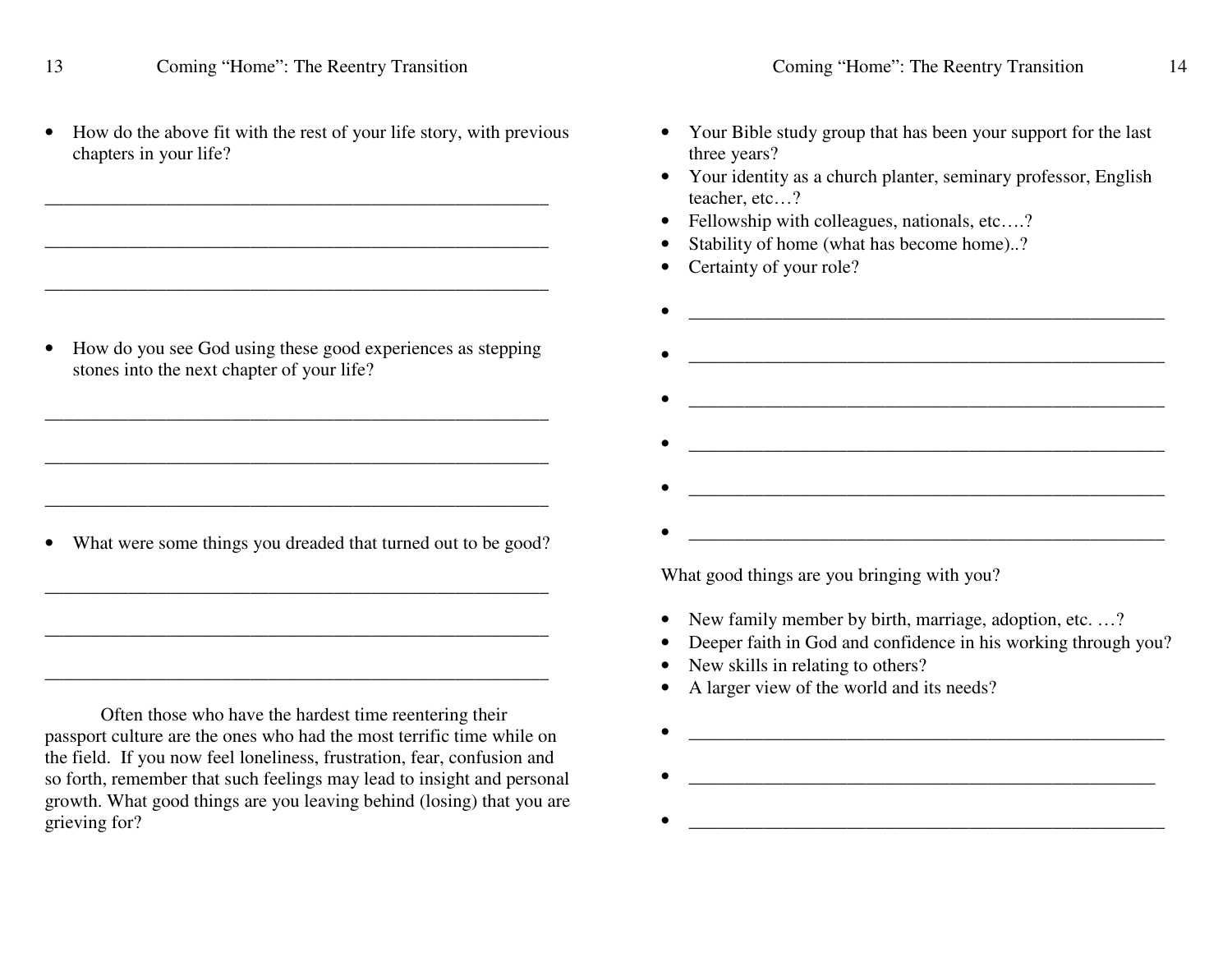- How do the above fit with the rest of your life story, with previous chapters in your life?

_______________________________________________________

_______________________________________________________

_______________________________________________________

- How do you see God using these good experiences as stepping stones into the next chapter of your life?

_______________________________________________________

_______________________________________________________

_______________________________________________________

- What were some things you dreaded that turned out to be good?

_______________________________________________________

_______________________________________________________

_______________________________________________________

Often those who have the hardest time reentering their passport culture are the ones who had the most terrific time while on the field. If you now feel loneliness, frustration, fear, confusion and so forth, remember that such feelings may lead to insight and personal growth. What good things are you leaving behind (losing) that you are grieving for?

- Your Bible study group that has been your support for the last three years?
- Your identity as a church planter, seminary professor, English teacher, etc…?
- Fellowship with colleagues, nationals, etc….?
- Stability of home (what has become home)..?
- Certainty of your role?
- _______________________________________________________
- _______________________________________________________
- _______________________________________________________
- _______________________________________________________
- _______________________________________________________
- _______________________________________________________

What good things are you bringing with you?

- New family member by birth, marriage, adoption, etc. …?
- Deeper faith in God and confidence in his working through you?
- New skills in relating to others?
- A larger view of the world and its needs?
- _______________________________________________________
- _______________________________________________________
- _______________________________________________________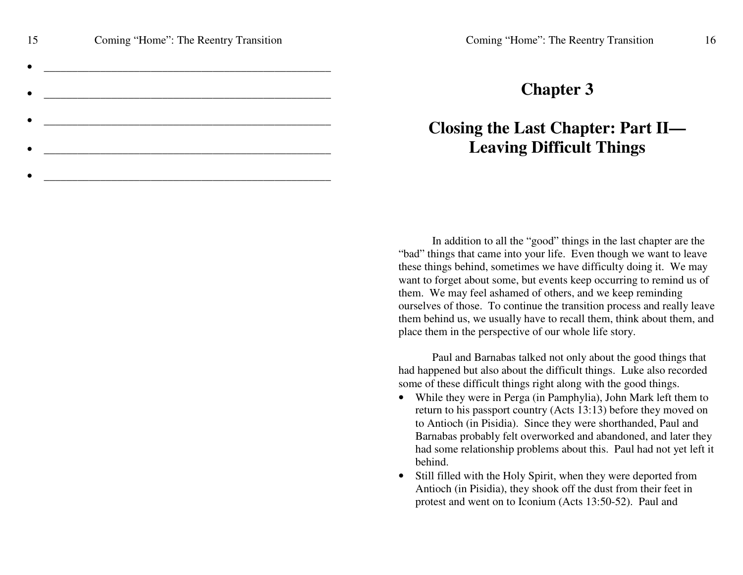- \_\_\_\_\_\_\_\_\_\_\_\_\_\_\_\_\_\_\_\_\_\_\_\_\_\_\_\_\_\_\_\_\_\_\_\_\_\_\_\_\_\_\_\_\_\_\_\_
- \_\_\_\_\_\_\_\_\_\_\_\_\_\_\_\_\_\_\_\_\_\_\_\_\_\_\_\_\_\_\_\_\_\_\_\_\_\_\_\_\_\_\_\_\_\_\_\_
- \_\_\_\_\_\_\_\_\_\_\_\_\_\_\_\_\_\_\_\_\_\_\_\_\_\_\_\_\_\_\_\_\_\_\_\_\_\_\_\_\_\_\_\_\_\_\_\_
- \_\_\_\_\_\_\_\_\_\_\_\_\_\_\_\_\_\_\_\_\_\_\_\_\_\_\_\_\_\_\_\_\_\_\_\_\_\_\_\_\_\_\_\_\_\_\_\_
- \_\_\_\_\_\_\_\_\_\_\_\_\_\_\_\_\_\_\_\_\_\_\_\_\_\_\_\_\_\_\_\_\_\_\_\_\_\_\_\_\_\_\_\_\_\_\_\_

# Chapter 3

# Closing the Last Chapter: Part II—Leaving Difficult Things

In addition to all the "good" things in the last chapter are the "bad" things that came into your life. Even though we want to leave these things behind, sometimes we have difficulty doing it. We may want to forget about some, but events keep occurring to remind us of them. We may feel ashamed of others, and we keep reminding ourselves of those. To continue the transition process and really leave them behind us, we usually have to recall them, think about them, and place them in the perspective of our whole life story.

Paul and Barnabas talked not only about the good things that had happened but also about the difficult things. Luke also recorded some of these difficult things right along with the good things.

- While they were in Perga (in Pamphylia), John Mark left them to return to his passport country (Acts 13:13) before they moved on to Antioch (in Pisidia). Since they were shorthanded, Paul and Barnabas probably felt overworked and abandoned, and later they had some relationship problems about this. Paul had not yet left it behind.
- Still filled with the Holy Spirit, when they were deported from Antioch (in Pisidia), they shook off the dust from their feet in protest and went on to Iconium (Acts 13:50-52). Paul and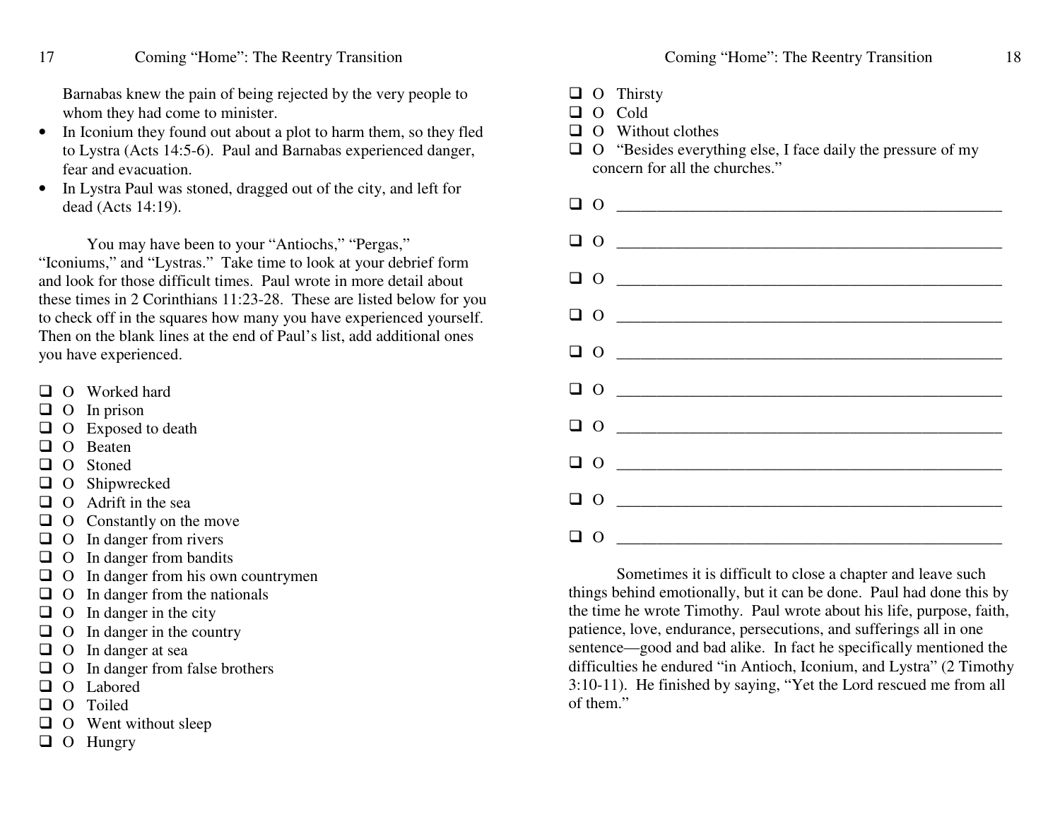Barnabas knew the pain of being rejected by the very people to whom they had come to minister.

- In Iconium they found out about a plot to harm them, so they fled to Lystra (Acts 14:5-6). Paul and Barnabas experienced danger, fear and evacuation.
- In Lystra Paul was stoned, dragged out of the city, and left for dead (Acts 14:19).

You may have been to your "Antiochs," "Pergas," "Iconiums," and "Lystras." Take time to look at your debrief form and look for those difficult times. Paul wrote in more detail about these times in 2 Corinthians 11:23-28. These are listed below for you to check off in the squares how many you have experienced yourself. Then on the blank lines at the end of Paul's list, add additional ones you have experienced.

- ❑ O Worked hard
- ❑ O In prison
- ❑ O Exposed to death
- ❑ O Beaten
- ❑ O Stoned
- ❑ O Shipwrecked
- ❑ O Adrift in the sea
- ❑ O Constantly on the move
- ❑ O In danger from rivers
- ❑ O In danger from bandits
- ❑ O In danger from his own countrymen
- ❑ O In danger from the nationals
- ❑ O In danger in the city
- ❑ O In danger in the country
- ❑ O In danger at sea
- ❑ O In danger from false brothers
- ❑ O Labored
- ❑ O Toiled
- ❑ O Went without sleep
- ❑ O Hungry
- ❑ O Thirsty
- ❑ O Cold
- ❑ O Without clothes
- ❑ O "Besides everything else, I face daily the pressure of my concern for all the churches."
- ❑ O ______________________________________________
- ❑ O ______________________________________________
- ❑ O ______________________________________________
- ❑ O ______________________________________________
- ❑ O ______________________________________________
- ❑ O ______________________________________________
- ❑ O ______________________________________________
- ❑ O ______________________________________________
- ❑ O ______________________________________________
- ❑ O ______________________________________________

Sometimes it is difficult to close a chapter and leave such things behind emotionally, but it can be done. Paul had done this by the time he wrote Timothy. Paul wrote about his life, purpose, faith, patience, love, endurance, persecutions, and sufferings all in one sentence—good and bad alike. In fact he specifically mentioned the difficulties he endured "in Antioch, Iconium, and Lystra" (2 Timothy 3:10-11). He finished by saying, "Yet the Lord rescued me from all of them."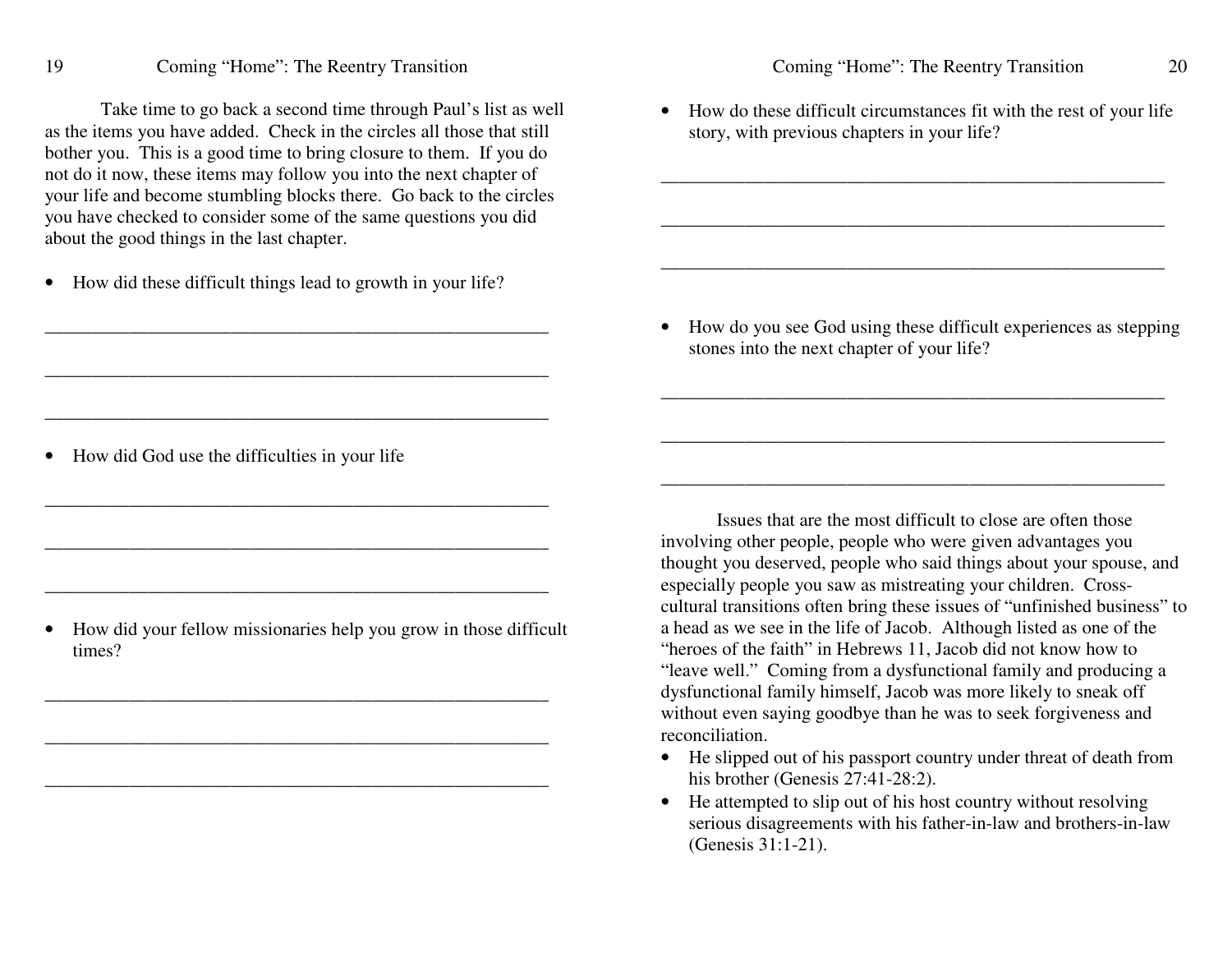Take time to go back a second time through Paul's list as well as the items you have added. Check in the circles all those that still bother you. This is a good time to bring closure to them. If you do not do it now, these items may follow you into the next chapter of your life and become stumbling blocks there. Go back to the circles you have checked to consider some of the same questions you did about the good things in the last chapter.

- How did these difficult things lead to growth in your life?

_______________________________________________________

_______________________________________________________

_______________________________________________________

- How did God use the difficulties in your life

_______________________________________________________

_______________________________________________________

_______________________________________________________

- How did your fellow missionaries help you grow in those difficult times?

_______________________________________________________

_______________________________________________________

_______________________________________________________

- How do these difficult circumstances fit with the rest of your life story, with previous chapters in your life?

_______________________________________________________

_______________________________________________________

_______________________________________________________

- How do you see God using these difficult experiences as stepping stones into the next chapter of your life?

_______________________________________________________

_______________________________________________________

_______________________________________________________

Issues that are the most difficult to close are often those involving other people, people who were given advantages you thought you deserved, people who said things about your spouse, and especially people you saw as mistreating your children. Cross-cultural transitions often bring these issues of "unfinished business" to a head as we see in the life of Jacob. Although listed as one of the "heroes of the faith" in Hebrews 11, Jacob did not know how to "leave well." Coming from a dysfunctional family and producing a dysfunctional family himself, Jacob was more likely to sneak off without even saying goodbye than he was to seek forgiveness and reconciliation.

- He slipped out of his passport country under threat of death from his brother (Genesis 27:41-28:2).
- He attempted to slip out of his host country without resolving serious disagreements with his father-in-law and brothers-in-law (Genesis 31:1-21).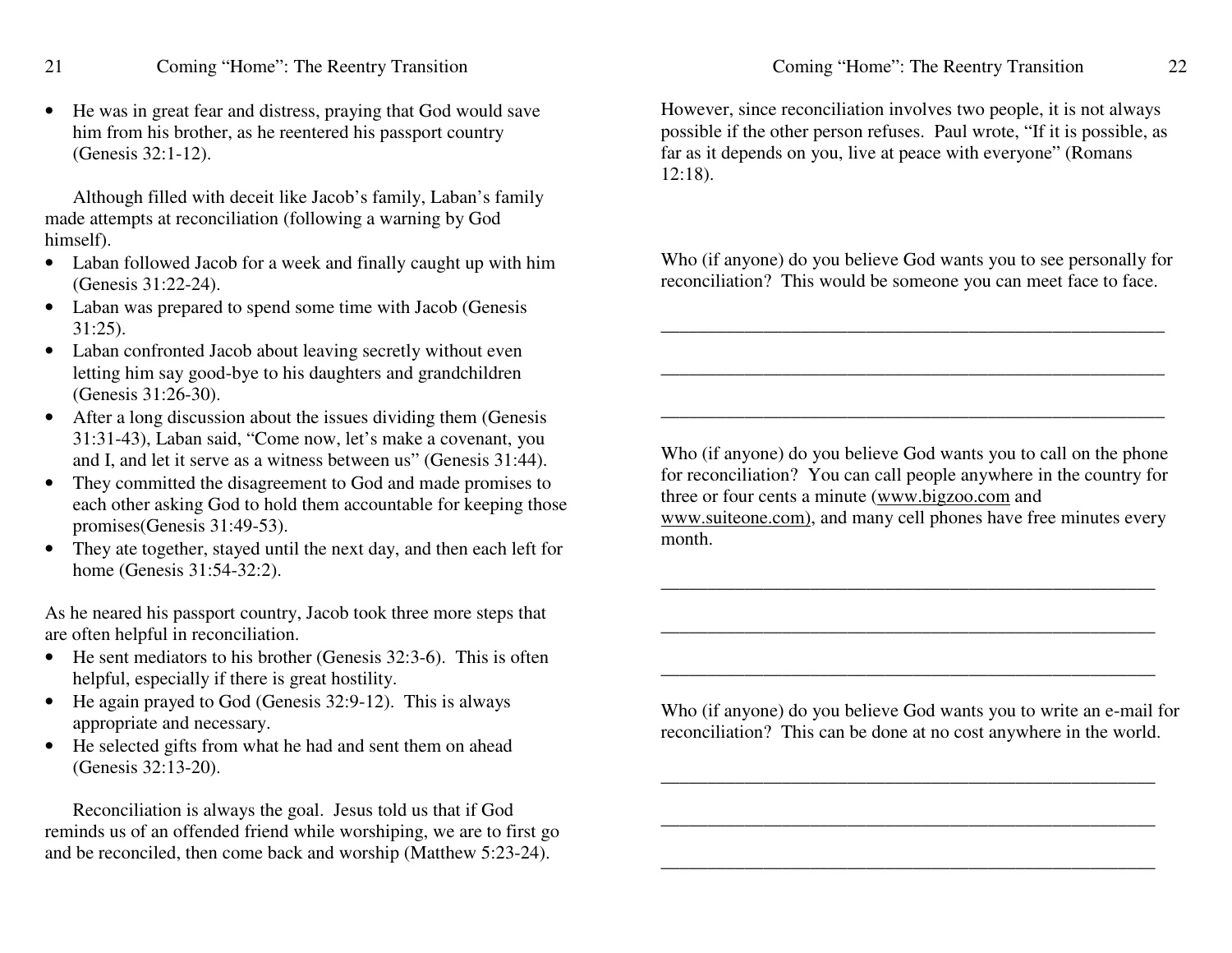- He was in great fear and distress, praying that God would save him from his brother, as he reentered his passport country (Genesis 32:1-12).

Although filled with deceit like Jacob's family, Laban's family made attempts at reconciliation (following a warning by God himself).

- Laban followed Jacob for a week and finally caught up with him (Genesis 31:22-24).
- Laban was prepared to spend some time with Jacob (Genesis 31:25).
- Laban confronted Jacob about leaving secretly without even letting him say good-bye to his daughters and grandchildren (Genesis 31:26-30).
- After a long discussion about the issues dividing them (Genesis 31:31-43), Laban said, "Come now, let's make a covenant, you and I, and let it serve as a witness between us" (Genesis 31:44).
- They committed the disagreement to God and made promises to each other asking God to hold them accountable for keeping those promises(Genesis 31:49-53).
- They ate together, stayed until the next day, and then each left for home (Genesis 31:54-32:2).

As he neared his passport country, Jacob took three more steps that are often helpful in reconciliation.

- He sent mediators to his brother (Genesis 32:3-6). This is often helpful, especially if there is great hostility.
- He again prayed to God (Genesis 32:9-12). This is always appropriate and necessary.
- He selected gifts from what he had and sent them on ahead (Genesis 32:13-20).

Reconciliation is always the goal. Jesus told us that if God reminds us of an offended friend while worshiping, we are to first go and be reconciled, then come back and worship (Matthew 5:23-24). However, since reconciliation involves two people, it is not always possible if the other person refuses. Paul wrote, "If it is possible, as far as it depends on you, live at peace with everyone" (Romans 12:18).

Who (if anyone) do you believe God wants you to see personally for reconciliation? This would be someone you can meet face to face.

_______________________________________________________

_______________________________________________________

_______________________________________________________

Who (if anyone) do you believe God wants you to call on the phone for reconciliation? You can call people anywhere in the country for three or four cents a minute (www.bigzoo.com and www.suiteone.com), and many cell phones have free minutes every month.

_______________________________________________________

_______________________________________________________

_______________________________________________________

Who (if anyone) do you believe God wants you to write an e-mail for reconciliation? This can be done at no cost anywhere in the world.

_______________________________________________________

_______________________________________________________

_______________________________________________________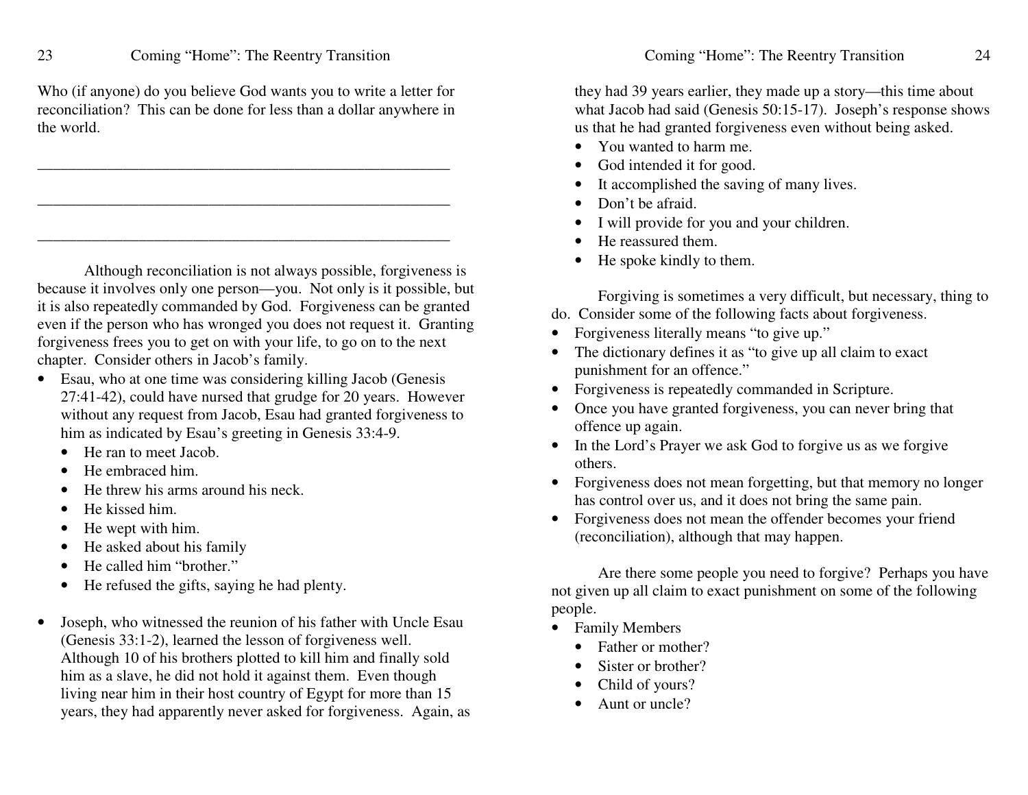Who (if anyone) do you believe God wants you to write a letter for reconciliation? This can be done for less than a dollar anywhere in the world.

\_\_\_\_\_\_\_\_\_\_\_\_\_\_\_\_\_\_\_\_\_\_\_\_\_\_\_\_\_\_\_\_\_\_\_\_\_\_\_\_\_\_\_\_\_\_\_\_\_\_\_\_

\_\_\_\_\_\_\_\_\_\_\_\_\_\_\_\_\_\_\_\_\_\_\_\_\_\_\_\_\_\_\_\_\_\_\_\_\_\_\_\_\_\_\_\_\_\_\_\_\_\_\_\_

\_\_\_\_\_\_\_\_\_\_\_\_\_\_\_\_\_\_\_\_\_\_\_\_\_\_\_\_\_\_\_\_\_\_\_\_\_\_\_\_\_\_\_\_\_\_\_\_\_\_\_\_

Although reconciliation is not always possible, forgiveness is because it involves only one person—you. Not only is it possible, but it is also repeatedly commanded by God. Forgiveness can be granted even if the person who has wronged you does not request it. Granting forgiveness frees you to get on with your life, to go on to the next chapter. Consider others in Jacob's family.

- Esau, who at one time was considering killing Jacob (Genesis 27:41-42), could have nursed that grudge for 20 years. However without any request from Jacob, Esau had granted forgiveness to him as indicated by Esau's greeting in Genesis 33:4-9.
  - He ran to meet Jacob.
  - He embraced him.
  - He threw his arms around his neck.
  - He kissed him.
  - He wept with him.
  - He asked about his family
  - He called him "brother."
  - He refused the gifts, saying he had plenty.

- Joseph, who witnessed the reunion of his father with Uncle Esau (Genesis 33:1-2), learned the lesson of forgiveness well. Although 10 of his brothers plotted to kill him and finally sold him as a slave, he did not hold it against them. Even though living near him in their host country of Egypt for more than 15 years, they had apparently never asked for forgiveness. Again, as they had 39 years earlier, they made up a story—this time about what Jacob had said (Genesis 50:15-17). Joseph's response shows us that he had granted forgiveness even without being asked.
  - You wanted to harm me.
  - God intended it for good.
  - It accomplished the saving of many lives.
  - Don't be afraid.
  - I will provide for you and your children.
  - He reassured them.
  - He spoke kindly to them.

Forgiving is sometimes a very difficult, but necessary, thing to do. Consider some of the following facts about forgiveness.

- Forgiveness literally means "to give up."
- The dictionary defines it as "to give up all claim to exact punishment for an offence."
- Forgiveness is repeatedly commanded in Scripture.
- Once you have granted forgiveness, you can never bring that offence up again.
- In the Lord's Prayer we ask God to forgive us as we forgive others.
- Forgiveness does not mean forgetting, but that memory no longer has control over us, and it does not bring the same pain.
- Forgiveness does not mean the offender becomes your friend (reconciliation), although that may happen.

Are there some people you need to forgive? Perhaps you have not given up all claim to exact punishment on some of the following people.

- Family Members
  - Father or mother?
  - Sister or brother?
  - Child of yours?
  - Aunt or uncle?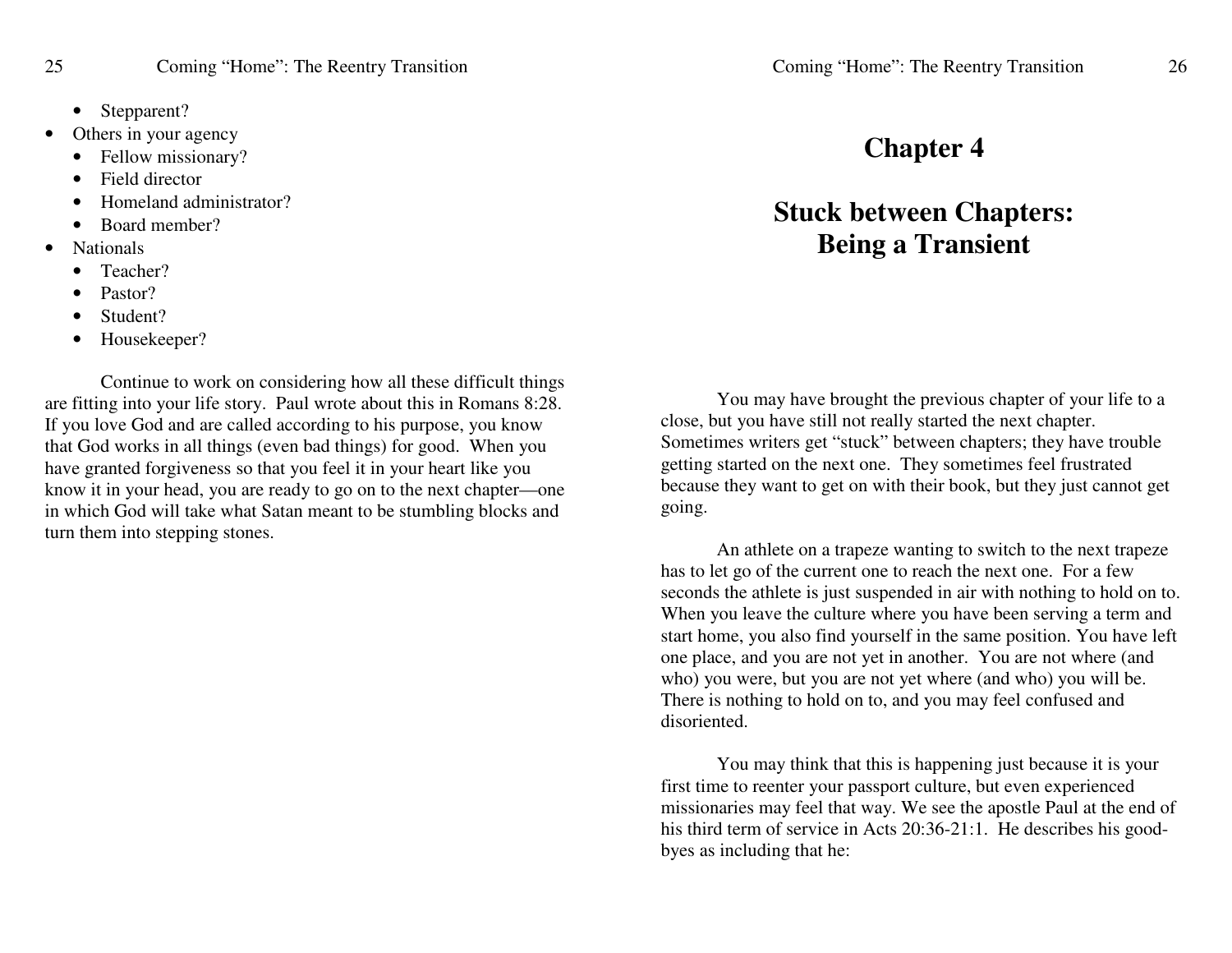- Stepparent?
- Others in your agency
  - Fellow missionary?
  - Field director
  - Homeland administrator?
  - Board member?
- Nationals
  - Teacher?
  - Pastor?
  - Student?
  - Housekeeper?

Continue to work on considering how all these difficult things are fitting into your life story. Paul wrote about this in Romans 8:28. If you love God and are called according to his purpose, you know that God works in all things (even bad things) for good. When you have granted forgiveness so that you feel it in your heart like you know it in your head, you are ready to go on to the next chapter—one in which God will take what Satan meant to be stumbling blocks and turn them into stepping stones.

# Chapter 4

# Stuck between Chapters: Being a Transient

You may have brought the previous chapter of your life to a close, but you have still not really started the next chapter. Sometimes writers get "stuck" between chapters; they have trouble getting started on the next one. They sometimes feel frustrated because they want to get on with their book, but they just cannot get going.

An athlete on a trapeze wanting to switch to the next trapeze has to let go of the current one to reach the next one. For a few seconds the athlete is just suspended in air with nothing to hold on to. When you leave the culture where you have been serving a term and start home, you also find yourself in the same position. You have left one place, and you are not yet in another. You are not where (and who) you were, but you are not yet where (and who) you will be. There is nothing to hold on to, and you may feel confused and disoriented.

You may think that this is happening just because it is your first time to reenter your passport culture, but even experienced missionaries may feel that way. We see the apostle Paul at the end of his third term of service in Acts 20:36-21:1. He describes his good-byes as including that he: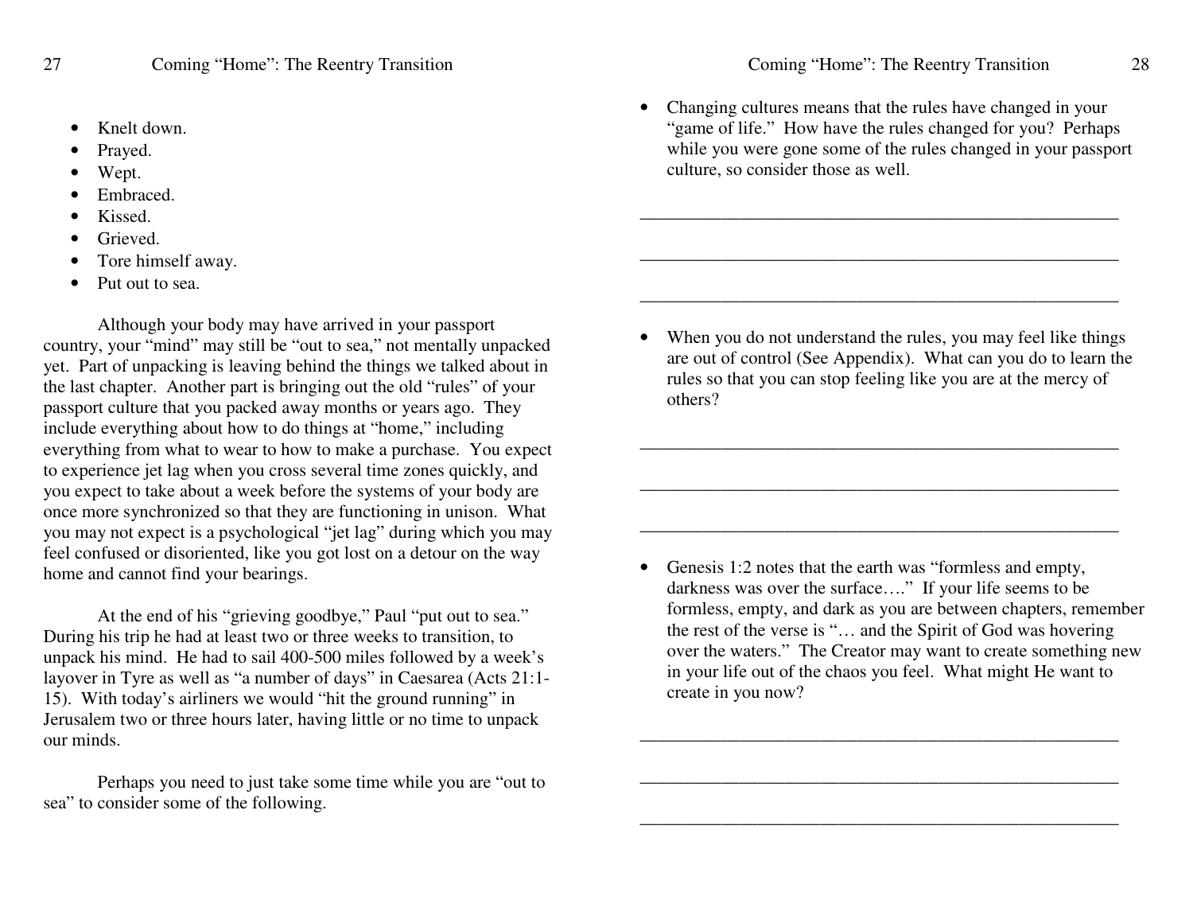- Knelt down.
- Prayed.
- Wept.
- Embraced.
- Kissed.
- Grieved.
- Tore himself away.
- Put out to sea.

Although your body may have arrived in your passport country, your "mind" may still be "out to sea," not mentally unpacked yet. Part of unpacking is leaving behind the things we talked about in the last chapter. Another part is bringing out the old "rules" of your passport culture that you packed away months or years ago. They include everything about how to do things at "home," including everything from what to wear to how to make a purchase. You expect to experience jet lag when you cross several time zones quickly, and you expect to take about a week before the systems of your body are once more synchronized so that they are functioning in unison. What you may not expect is a psychological "jet lag" during which you may feel confused or disoriented, like you got lost on a detour on the way home and cannot find your bearings.

At the end of his "grieving goodbye," Paul "put out to sea." During his trip he had at least two or three weeks to transition, to unpack his mind. He had to sail 400-500 miles followed by a week's layover in Tyre as well as "a number of days" in Caesarea (Acts 21:1-15). With today's airliners we would "hit the ground running" in Jerusalem two or three hours later, having little or no time to unpack our minds.

Perhaps you need to just take some time while you are "out to sea" to consider some of the following.

- Changing cultures means that the rules have changed in your "game of life." How have the rules changed for you? Perhaps while you were gone some of the rules changed in your passport culture, so consider those as well.

_______________________________________________________

_______________________________________________________

_______________________________________________________

- When you do not understand the rules, you may feel like things are out of control (See Appendix). What can you do to learn the rules so that you can stop feeling like you are at the mercy of others?

_______________________________________________________

_______________________________________________________

_______________________________________________________

- Genesis 1:2 notes that the earth was "formless and empty, darkness was over the surface…." If your life seems to be formless, empty, and dark as you are between chapters, remember the rest of the verse is "… and the Spirit of God was hovering over the waters." The Creator may want to create something new in your life out of the chaos you feel. What might He want to create in you now?

_______________________________________________________

_______________________________________________________

_______________________________________________________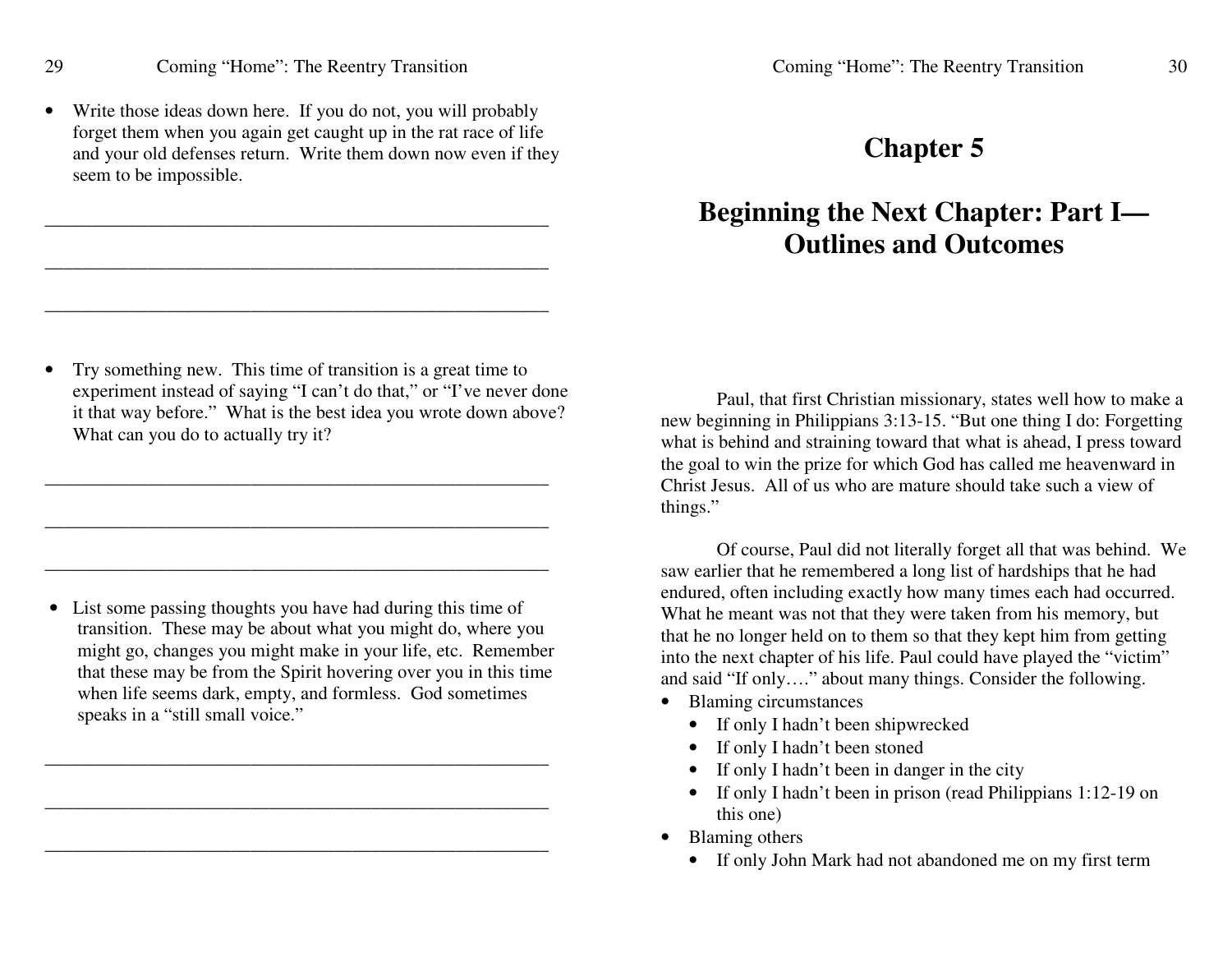- Write those ideas down here. If you do not, you will probably forget them when you again get caught up in the rat race of life and your old defenses return. Write them down now even if they seem to be impossible.

\_\_\_\_\_\_\_\_\_\_\_\_\_\_\_\_\_\_\_\_\_\_\_\_\_\_\_\_\_\_\_\_\_\_\_\_\_\_\_\_\_\_\_\_\_\_\_\_\_\_\_\_

\_\_\_\_\_\_\_\_\_\_\_\_\_\_\_\_\_\_\_\_\_\_\_\_\_\_\_\_\_\_\_\_\_\_\_\_\_\_\_\_\_\_\_\_\_\_\_\_\_\_\_\_

\_\_\_\_\_\_\_\_\_\_\_\_\_\_\_\_\_\_\_\_\_\_\_\_\_\_\_\_\_\_\_\_\_\_\_\_\_\_\_\_\_\_\_\_\_\_\_\_\_\_\_\_

- Try something new. This time of transition is a great time to experiment instead of saying "I can't do that," or "I've never done it that way before." What is the best idea you wrote down above? What can you do to actually try it?

\_\_\_\_\_\_\_\_\_\_\_\_\_\_\_\_\_\_\_\_\_\_\_\_\_\_\_\_\_\_\_\_\_\_\_\_\_\_\_\_\_\_\_\_\_\_\_\_\_\_\_\_

\_\_\_\_\_\_\_\_\_\_\_\_\_\_\_\_\_\_\_\_\_\_\_\_\_\_\_\_\_\_\_\_\_\_\_\_\_\_\_\_\_\_\_\_\_\_\_\_\_\_\_\_

\_\_\_\_\_\_\_\_\_\_\_\_\_\_\_\_\_\_\_\_\_\_\_\_\_\_\_\_\_\_\_\_\_\_\_\_\_\_\_\_\_\_\_\_\_\_\_\_\_\_\_\_

- List some passing thoughts you have had during this time of transition. These may be about what you might do, where you might go, changes you might make in your life, etc. Remember that these may be from the Spirit hovering over you in this time when life seems dark, empty, and formless. God sometimes speaks in a "still small voice."

\_\_\_\_\_\_\_\_\_\_\_\_\_\_\_\_\_\_\_\_\_\_\_\_\_\_\_\_\_\_\_\_\_\_\_\_\_\_\_\_\_\_\_\_\_\_\_\_\_\_\_\_

\_\_\_\_\_\_\_\_\_\_\_\_\_\_\_\_\_\_\_\_\_\_\_\_\_\_\_\_\_\_\_\_\_\_\_\_\_\_\_\_\_\_\_\_\_\_\_\_\_\_\_\_

\_\_\_\_\_\_\_\_\_\_\_\_\_\_\_\_\_\_\_\_\_\_\_\_\_\_\_\_\_\_\_\_\_\_\_\_\_\_\_\_\_\_\_\_\_\_\_\_\_\_\_\_

# Chapter 5

## Beginning the Next Chapter: Part I—Outlines and Outcomes

Paul, that first Christian missionary, states well how to make a new beginning in Philippians 3:13-15. "But one thing I do: Forgetting what is behind and straining toward that what is ahead, I press toward the goal to win the prize for which God has called me heavenward in Christ Jesus. All of us who are mature should take such a view of things."

Of course, Paul did not literally forget all that was behind. We saw earlier that he remembered a long list of hardships that he had endured, often including exactly how many times each had occurred. What he meant was not that they were taken from his memory, but that he no longer held on to them so that they kept him from getting into the next chapter of his life. Paul could have played the "victim" and said "If only…." about many things. Consider the following.

- Blaming circumstances
  - If only I hadn't been shipwrecked
  - If only I hadn't been stoned
  - If only I hadn't been in danger in the city
  - If only I hadn't been in prison (read Philippians 1:12-19 on this one)
- Blaming others
  - If only John Mark had not abandoned me on my first term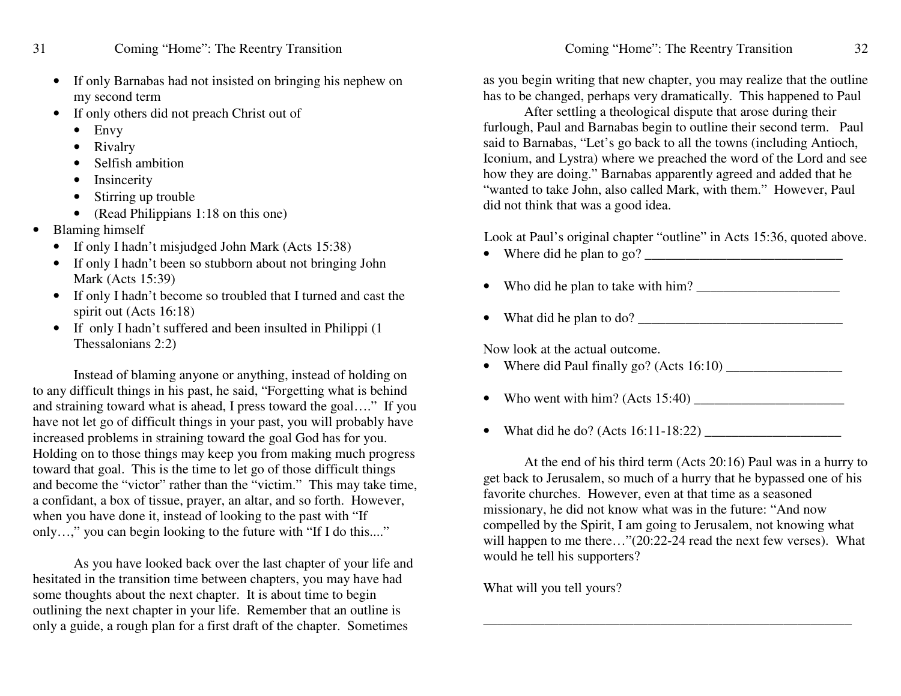- If only Barnabas had not insisted on bringing his nephew on my second term
- If only others did not preach Christ out of
  - Envy
  - Rivalry
  - Selfish ambition
  - Insincerity
  - Stirring up trouble
  - (Read Philippians 1:18 on this one)
- Blaming himself
  - If only I hadn't misjudged John Mark (Acts 15:38)
  - If only I hadn't been so stubborn about not bringing John Mark (Acts 15:39)
  - If only I hadn't become so troubled that I turned and cast the spirit out (Acts 16:18)
  - If only I hadn't suffered and been insulted in Philippi (1 Thessalonians 2:2)

Instead of blaming anyone or anything, instead of holding on to any difficult things in his past, he said, "Forgetting what is behind and straining toward what is ahead, I press toward the goal…." If you have not let go of difficult things in your past, you will probably have increased problems in straining toward the goal God has for you. Holding on to those things may keep you from making much progress toward that goal. This is the time to let go of those difficult things and become the "victor" rather than the "victim." This may take time, a confidant, a box of tissue, prayer, an altar, and so forth. However, when you have done it, instead of looking to the past with "If only…," you can begin looking to the future with "If I do this...."

As you have looked back over the last chapter of your life and hesitated in the transition time between chapters, you may have had some thoughts about the next chapter. It is about time to begin outlining the next chapter in your life. Remember that an outline is only a guide, a rough plan for a first draft of the chapter. Sometimes as you begin writing that new chapter, you may realize that the outline has to be changed, perhaps very dramatically. This happened to Paul

After settling a theological dispute that arose during their furlough, Paul and Barnabas begin to outline their second term. Paul said to Barnabas, "Let's go back to all the towns (including Antioch, Iconium, and Lystra) where we preached the word of the Lord and see how they are doing." Barnabas apparently agreed and added that he "wanted to take John, also called Mark, with them." However, Paul did not think that was a good idea.

Look at Paul's original chapter "outline" in Acts 15:36, quoted above.

- Where did he plan to go? _____________________________
- Who did he plan to take with him? _____________________
- What did he plan to do? ______________________________

Now look at the actual outcome.

- Where did Paul finally go? (Acts 16:10) _________________
- Who went with him? (Acts 15:40) ______________________
- What did he do? (Acts 16:11-18:22) ____________________

At the end of his third term (Acts 20:16) Paul was in a hurry to get back to Jerusalem, so much of a hurry that he bypassed one of his favorite churches. However, even at that time as a seasoned missionary, he did not know what was in the future: "And now compelled by the Spirit, I am going to Jerusalem, not knowing what will happen to me there…"(20:22-24 read the next few verses). What would he tell his supporters?

What will you tell yours?

_________________________________________________________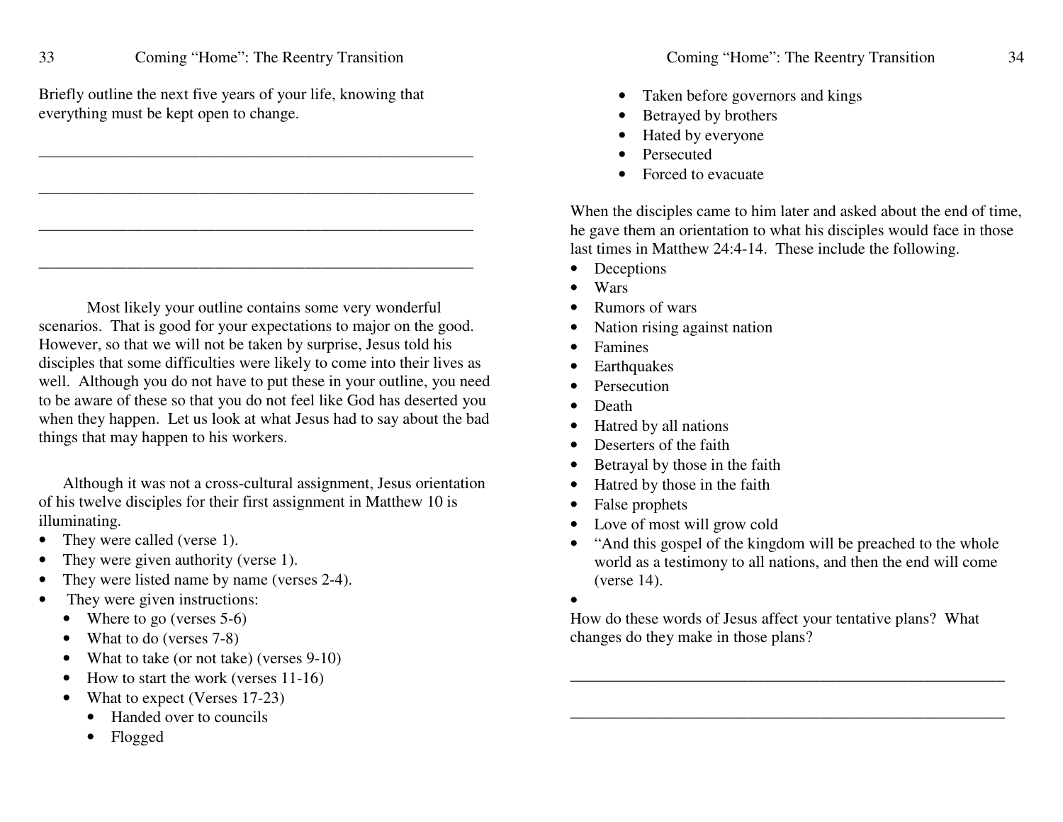Briefly outline the next five years of your life, knowing that everything must be kept open to change.

\_\_\_\_\_\_\_\_\_\_\_\_\_\_\_\_\_\_\_\_\_\_\_\_\_\_\_\_\_\_\_\_\_\_\_\_\_\_\_\_\_\_\_\_\_\_\_\_\_\_\_\_\_\_\_\_

\_\_\_\_\_\_\_\_\_\_\_\_\_\_\_\_\_\_\_\_\_\_\_\_\_\_\_\_\_\_\_\_\_\_\_\_\_\_\_\_\_\_\_\_\_\_\_\_\_\_\_\_\_\_\_\_

\_\_\_\_\_\_\_\_\_\_\_\_\_\_\_\_\_\_\_\_\_\_\_\_\_\_\_\_\_\_\_\_\_\_\_\_\_\_\_\_\_\_\_\_\_\_\_\_\_\_\_\_\_\_\_\_

\_\_\_\_\_\_\_\_\_\_\_\_\_\_\_\_\_\_\_\_\_\_\_\_\_\_\_\_\_\_\_\_\_\_\_\_\_\_\_\_\_\_\_\_\_\_\_\_\_\_\_\_\_\_\_\_

Most likely your outline contains some very wonderful scenarios. That is good for your expectations to major on the good. However, so that we will not be taken by surprise, Jesus told his disciples that some difficulties were likely to come into their lives as well. Although you do not have to put these in your outline, you need to be aware of these so that you do not feel like God has deserted you when they happen. Let us look at what Jesus had to say about the bad things that may happen to his workers.

Although it was not a cross-cultural assignment, Jesus orientation of his twelve disciples for their first assignment in Matthew 10 is illuminating.

- They were called (verse 1).
- They were given authority (verse 1).
- They were listed name by name (verses 2-4).
- They were given instructions:
  - Where to go (verses 5-6)
  - What to do (verses 7-8)
  - What to take (or not take) (verses 9-10)
  - How to start the work (verses 11-16)
  - What to expect (Verses 17-23)
    - Handed over to councils
    - Flogged
    - Taken before governors and kings
    - Betrayed by brothers
    - Hated by everyone
    - Persecuted
    - Forced to evacuate

When the disciples came to him later and asked about the end of time, he gave them an orientation to what his disciples would face in those last times in Matthew 24:4-14. These include the following.

- Deceptions
- Wars
- Rumors of wars
- Nation rising against nation
- Famines
- Earthquakes
- Persecution
- Death
- Hatred by all nations
- Deserters of the faith
- Betrayal by those in the faith
- Hatred by those in the faith
- False prophets
- Love of most will grow cold
- "And this gospel of the kingdom will be preached to the whole world as a testimony to all nations, and then the end will come (verse 14).

How do these words of Jesus affect your tentative plans? What changes do they make in those plans?

\_\_\_\_\_\_\_\_\_\_\_\_\_\_\_\_\_\_\_\_\_\_\_\_\_\_\_\_\_\_\_\_\_\_\_\_\_\_\_\_\_\_\_\_\_\_\_\_\_\_\_\_\_\_\_\_

\_\_\_\_\_\_\_\_\_\_\_\_\_\_\_\_\_\_\_\_\_\_\_\_\_\_\_\_\_\_\_\_\_\_\_\_\_\_\_\_\_\_\_\_\_\_\_\_\_\_\_\_\_\_\_\_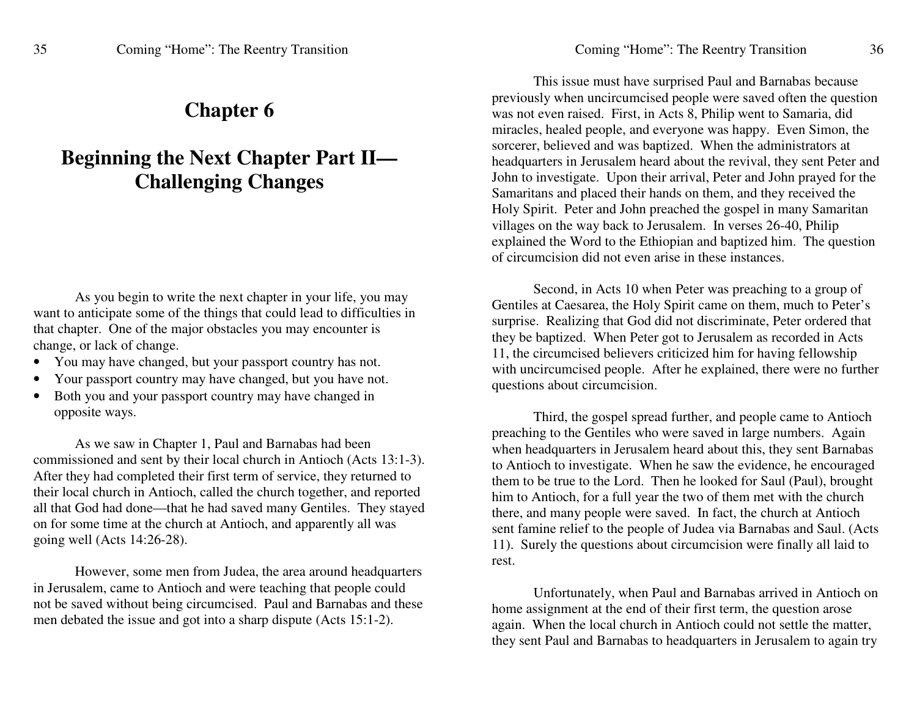# Chapter 6

# Beginning the Next Chapter Part II—Challenging Changes

As you begin to write the next chapter in your life, you may want to anticipate some of the things that could lead to difficulties in that chapter. One of the major obstacles you may encounter is change, or lack of change.

- You may have changed, but your passport country has not.
- Your passport country may have changed, but you have not.
- Both you and your passport country may have changed in opposite ways.

As we saw in Chapter 1, Paul and Barnabas had been commissioned and sent by their local church in Antioch (Acts 13:1-3). After they had completed their first term of service, they returned to their local church in Antioch, called the church together, and reported all that God had done—that he had saved many Gentiles. They stayed on for some time at the church at Antioch, and apparently all was going well (Acts 14:26-28).

However, some men from Judea, the area around headquarters in Jerusalem, came to Antioch and were teaching that people could not be saved without being circumcised. Paul and Barnabas and these men debated the issue and got into a sharp dispute (Acts 15:1-2).

This issue must have surprised Paul and Barnabas because previously when uncircumcised people were saved often the question was not even raised. First, in Acts 8, Philip went to Samaria, did miracles, healed people, and everyone was happy. Even Simon, the sorcerer, believed and was baptized. When the administrators at headquarters in Jerusalem heard about the revival, they sent Peter and John to investigate. Upon their arrival, Peter and John prayed for the Samaritans and placed their hands on them, and they received the Holy Spirit. Peter and John preached the gospel in many Samaritan villages on the way back to Jerusalem. In verses 26-40, Philip explained the Word to the Ethiopian and baptized him. The question of circumcision did not even arise in these instances.

Second, in Acts 10 when Peter was preaching to a group of Gentiles at Caesarea, the Holy Spirit came on them, much to Peter's surprise. Realizing that God did not discriminate, Peter ordered that they be baptized. When Peter got to Jerusalem as recorded in Acts 11, the circumcised believers criticized him for having fellowship with uncircumcised people. After he explained, there were no further questions about circumcision.

Third, the gospel spread further, and people came to Antioch preaching to the Gentiles who were saved in large numbers. Again when headquarters in Jerusalem heard about this, they sent Barnabas to Antioch to investigate. When he saw the evidence, he encouraged them to be true to the Lord. Then he looked for Saul (Paul), brought him to Antioch, for a full year the two of them met with the church there, and many people were saved. In fact, the church at Antioch sent famine relief to the people of Judea via Barnabas and Saul. (Acts 11). Surely the questions about circumcision were finally all laid to rest.

Unfortunately, when Paul and Barnabas arrived in Antioch on home assignment at the end of their first term, the question arose again. When the local church in Antioch could not settle the matter, they sent Paul and Barnabas to headquarters in Jerusalem to again try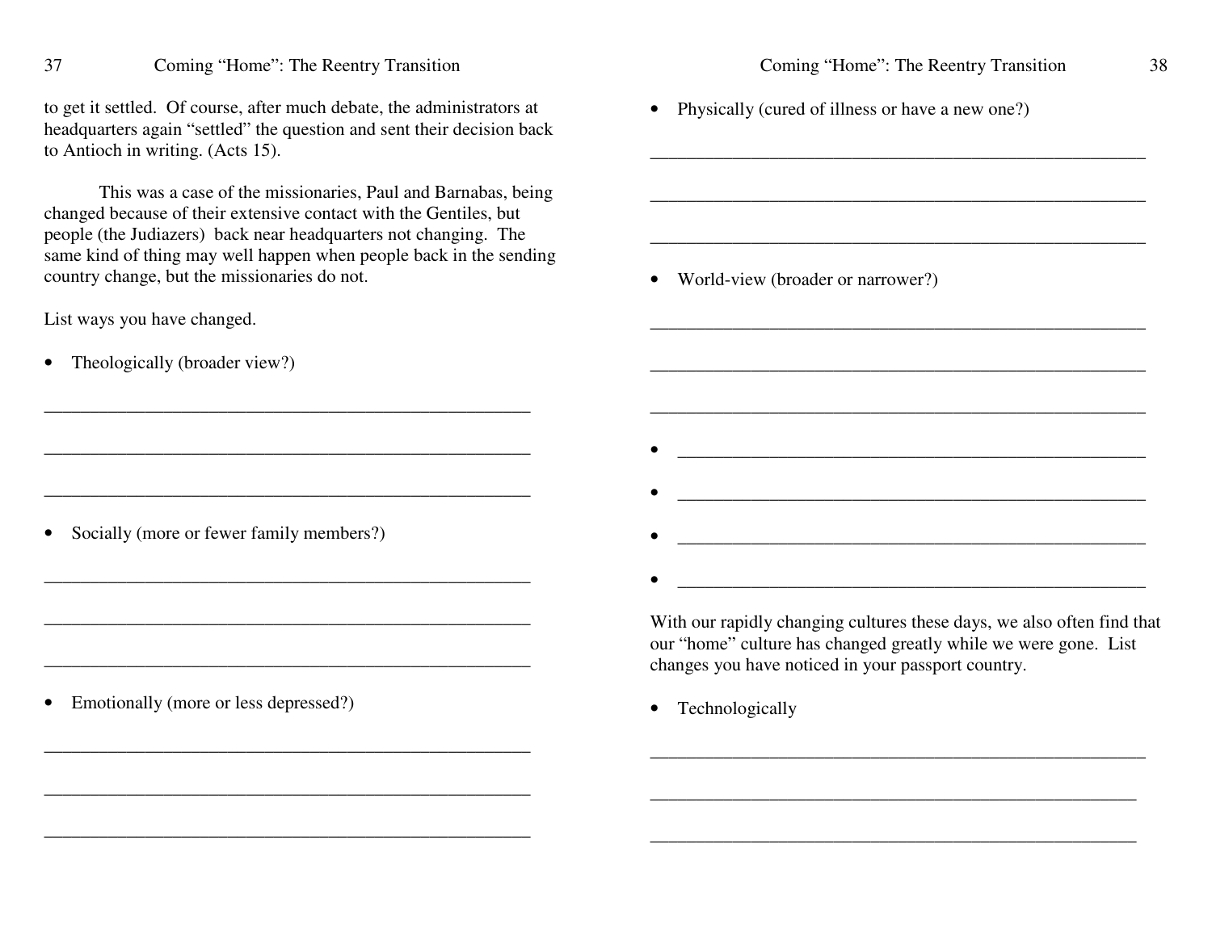to get it settled. Of course, after much debate, the administrators at headquarters again "settled" the question and sent their decision back to Antioch in writing. (Acts 15).

This was a case of the missionaries, Paul and Barnabas, being changed because of their extensive contact with the Gentiles, but people (the Judiazers) back near headquarters not changing. The same kind of thing may well happen when people back in the sending country change, but the missionaries do not.

List ways you have changed.

- Theologically (broader view?)

_______________________________________________

_______________________________________________

_______________________________________________

- Socially (more or fewer family members?)

_______________________________________________

_______________________________________________

_______________________________________________

- Emotionally (more or less depressed?)

_______________________________________________

_______________________________________________

_______________________________________________

- Physically (cured of illness or have a new one?)

_______________________________________________

_______________________________________________

_______________________________________________

- World-view (broader or narrower?)

_______________________________________________

_______________________________________________

_______________________________________________

- _______________________________________________
- _______________________________________________
- _______________________________________________
- _______________________________________________

With our rapidly changing cultures these days, we also often find that our "home" culture has changed greatly while we were gone. List changes you have noticed in your passport country.

- Technologically

_______________________________________________

_______________________________________________

_______________________________________________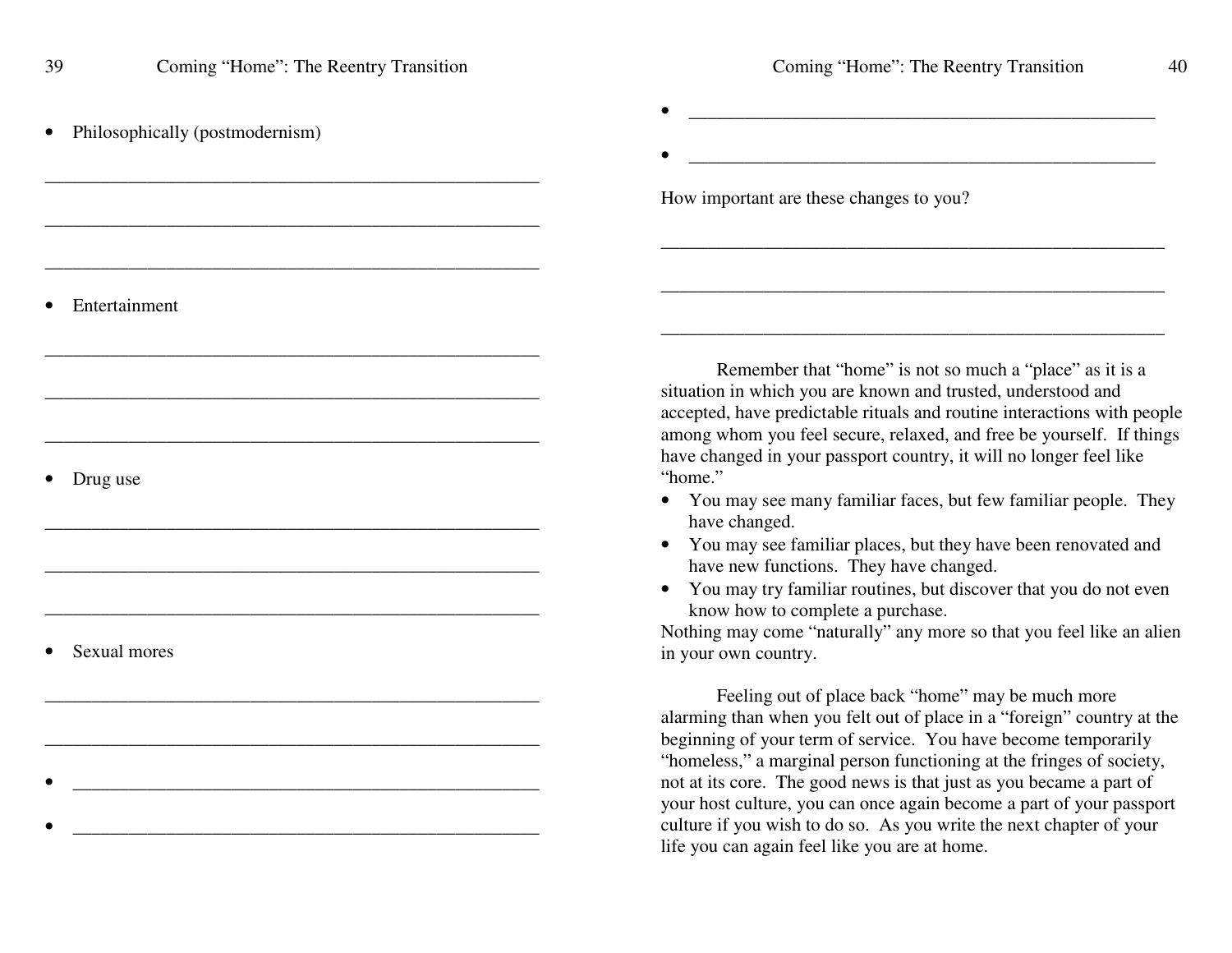- Philosophically (postmodernism)

\_\_\_\_\_\_\_\_\_\_\_\_\_\_\_\_\_\_\_\_\_\_\_\_\_\_\_\_\_\_\_\_\_\_\_\_\_\_\_\_\_\_\_\_\_\_\_\_\_\_

\_\_\_\_\_\_\_\_\_\_\_\_\_\_\_\_\_\_\_\_\_\_\_\_\_\_\_\_\_\_\_\_\_\_\_\_\_\_\_\_\_\_\_\_\_\_\_\_\_\_

\_\_\_\_\_\_\_\_\_\_\_\_\_\_\_\_\_\_\_\_\_\_\_\_\_\_\_\_\_\_\_\_\_\_\_\_\_\_\_\_\_\_\_\_\_\_\_\_\_\_

- Entertainment

\_\_\_\_\_\_\_\_\_\_\_\_\_\_\_\_\_\_\_\_\_\_\_\_\_\_\_\_\_\_\_\_\_\_\_\_\_\_\_\_\_\_\_\_\_\_\_\_\_\_

\_\_\_\_\_\_\_\_\_\_\_\_\_\_\_\_\_\_\_\_\_\_\_\_\_\_\_\_\_\_\_\_\_\_\_\_\_\_\_\_\_\_\_\_\_\_\_\_\_\_

\_\_\_\_\_\_\_\_\_\_\_\_\_\_\_\_\_\_\_\_\_\_\_\_\_\_\_\_\_\_\_\_\_\_\_\_\_\_\_\_\_\_\_\_\_\_\_\_\_\_

- Drug use

\_\_\_\_\_\_\_\_\_\_\_\_\_\_\_\_\_\_\_\_\_\_\_\_\_\_\_\_\_\_\_\_\_\_\_\_\_\_\_\_\_\_\_\_\_\_\_\_\_\_

\_\_\_\_\_\_\_\_\_\_\_\_\_\_\_\_\_\_\_\_\_\_\_\_\_\_\_\_\_\_\_\_\_\_\_\_\_\_\_\_\_\_\_\_\_\_\_\_\_\_

\_\_\_\_\_\_\_\_\_\_\_\_\_\_\_\_\_\_\_\_\_\_\_\_\_\_\_\_\_\_\_\_\_\_\_\_\_\_\_\_\_\_\_\_\_\_\_\_\_\_

- Sexual mores

\_\_\_\_\_\_\_\_\_\_\_\_\_\_\_\_\_\_\_\_\_\_\_\_\_\_\_\_\_\_\_\_\_\_\_\_\_\_\_\_\_\_\_\_\_\_\_\_\_\_

\_\_\_\_\_\_\_\_\_\_\_\_\_\_\_\_\_\_\_\_\_\_\_\_\_\_\_\_\_\_\_\_\_\_\_\_\_\_\_\_\_\_\_\_\_\_\_\_\_\_

- \_\_\_\_\_\_\_\_\_\_\_\_\_\_\_\_\_\_\_\_\_\_\_\_\_\_\_\_\_\_\_\_\_\_\_\_\_\_\_\_\_\_\_\_\_\_
- \_\_\_\_\_\_\_\_\_\_\_\_\_\_\_\_\_\_\_\_\_\_\_\_\_\_\_\_\_\_\_\_\_\_\_\_\_\_\_\_\_\_\_\_\_\_
- \_\_\_\_\_\_\_\_\_\_\_\_\_\_\_\_\_\_\_\_\_\_\_\_\_\_\_\_\_\_\_\_\_\_\_\_\_\_\_\_\_\_\_\_\_\_
- \_\_\_\_\_\_\_\_\_\_\_\_\_\_\_\_\_\_\_\_\_\_\_\_\_\_\_\_\_\_\_\_\_\_\_\_\_\_\_\_\_\_\_\_\_\_

How important are these changes to you?

\_\_\_\_\_\_\_\_\_\_\_\_\_\_\_\_\_\_\_\_\_\_\_\_\_\_\_\_\_\_\_\_\_\_\_\_\_\_\_\_\_\_\_\_\_\_\_\_\_\_

\_\_\_\_\_\_\_\_\_\_\_\_\_\_\_\_\_\_\_\_\_\_\_\_\_\_\_\_\_\_\_\_\_\_\_\_\_\_\_\_\_\_\_\_\_\_\_\_\_\_

\_\_\_\_\_\_\_\_\_\_\_\_\_\_\_\_\_\_\_\_\_\_\_\_\_\_\_\_\_\_\_\_\_\_\_\_\_\_\_\_\_\_\_\_\_\_\_\_\_\_

Remember that "home" is not so much a "place" as it is a situation in which you are known and trusted, understood and accepted, have predictable rituals and routine interactions with people among whom you feel secure, relaxed, and free be yourself. If things have changed in your passport country, it will no longer feel like "home."

- You may see many familiar faces, but few familiar people. They have changed.
- You may see familiar places, but they have been renovated and have new functions. They have changed.
- You may try familiar routines, but discover that you do not even know how to complete a purchase.

Nothing may come "naturally" any more so that you feel like an alien in your own country.

Feeling out of place back "home" may be much more alarming than when you felt out of place in a "foreign" country at the beginning of your term of service. You have become temporarily "homeless," a marginal person functioning at the fringes of society, not at its core. The good news is that just as you became a part of your host culture, you can once again become a part of your passport culture if you wish to do so. As you write the next chapter of your life you can again feel like you are at home.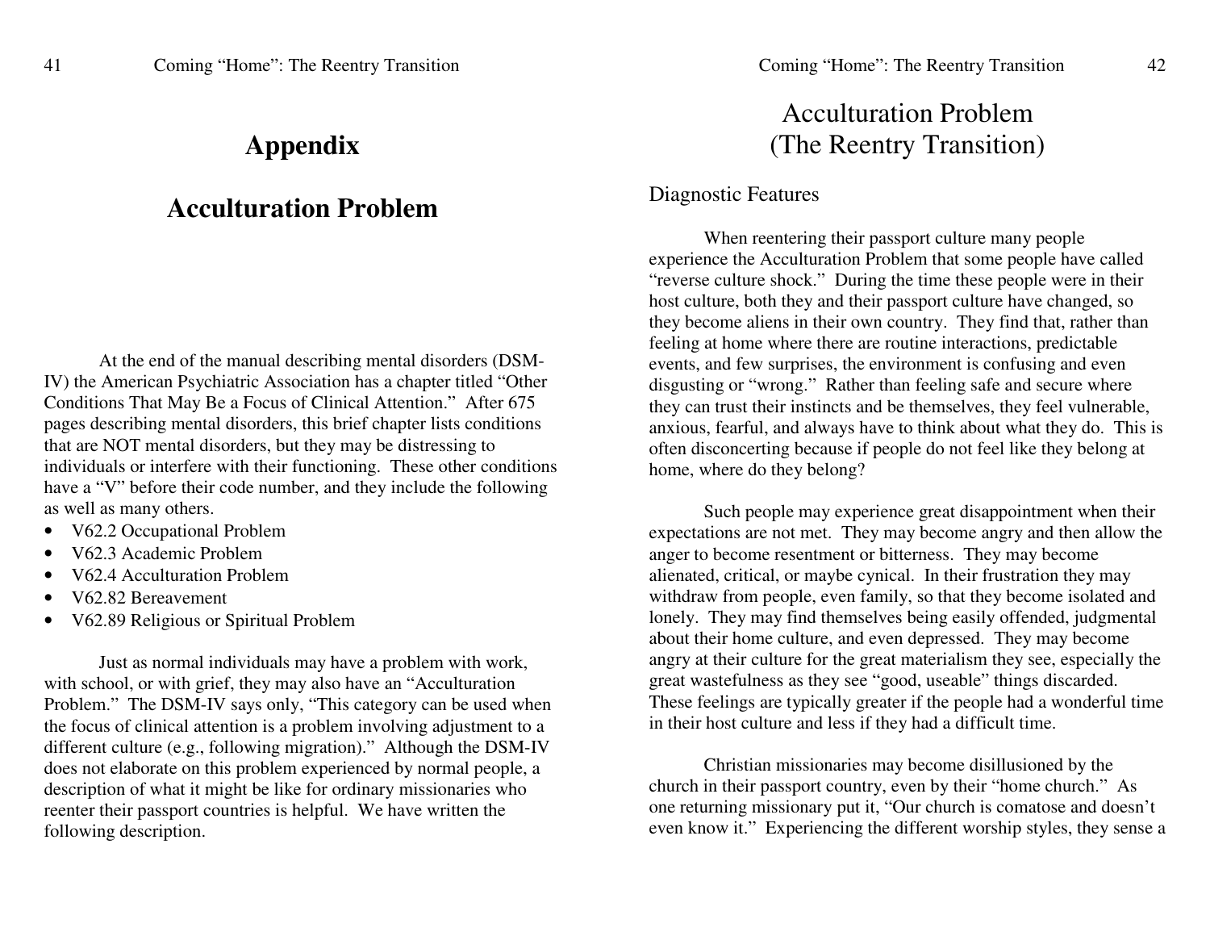# Appendix

## Acculturation Problem

At the end of the manual describing mental disorders (DSM-IV) the American Psychiatric Association has a chapter titled "Other Conditions That May Be a Focus of Clinical Attention." After 675 pages describing mental disorders, this brief chapter lists conditions that are NOT mental disorders, but they may be distressing to individuals or interfere with their functioning. These other conditions have a "V" before their code number, and they include the following as well as many others.

- V62.2 Occupational Problem
- V62.3 Academic Problem
- V62.4 Acculturation Problem
- V62.82 Bereavement
- V62.89 Religious or Spiritual Problem

Just as normal individuals may have a problem with work, with school, or with grief, they may also have an "Acculturation Problem." The DSM-IV says only, "This category can be used when the focus of clinical attention is a problem involving adjustment to a different culture (e.g., following migration)." Although the DSM-IV does not elaborate on this problem experienced by normal people, a description of what it might be like for ordinary missionaries who reenter their passport countries is helpful. We have written the following description.

# Acculturation Problem (The Reentry Transition)

## Diagnostic Features

When reentering their passport culture many people experience the Acculturation Problem that some people have called "reverse culture shock." During the time these people were in their host culture, both they and their passport culture have changed, so they become aliens in their own country. They find that, rather than feeling at home where there are routine interactions, predictable events, and few surprises, the environment is confusing and even disgusting or "wrong." Rather than feeling safe and secure where they can trust their instincts and be themselves, they feel vulnerable, anxious, fearful, and always have to think about what they do. This is often disconcerting because if people do not feel like they belong at home, where do they belong?

Such people may experience great disappointment when their expectations are not met. They may become angry and then allow the anger to become resentment or bitterness. They may become alienated, critical, or maybe cynical. In their frustration they may withdraw from people, even family, so that they become isolated and lonely. They may find themselves being easily offended, judgmental about their home culture, and even depressed. They may become angry at their culture for the great materialism they see, especially the great wastefulness as they see "good, useable" things discarded. These feelings are typically greater if the people had a wonderful time in their host culture and less if they had a difficult time.

Christian missionaries may become disillusioned by the church in their passport country, even by their "home church." As one returning missionary put it, "Our church is comatose and doesn't even know it." Experiencing the different worship styles, they sense a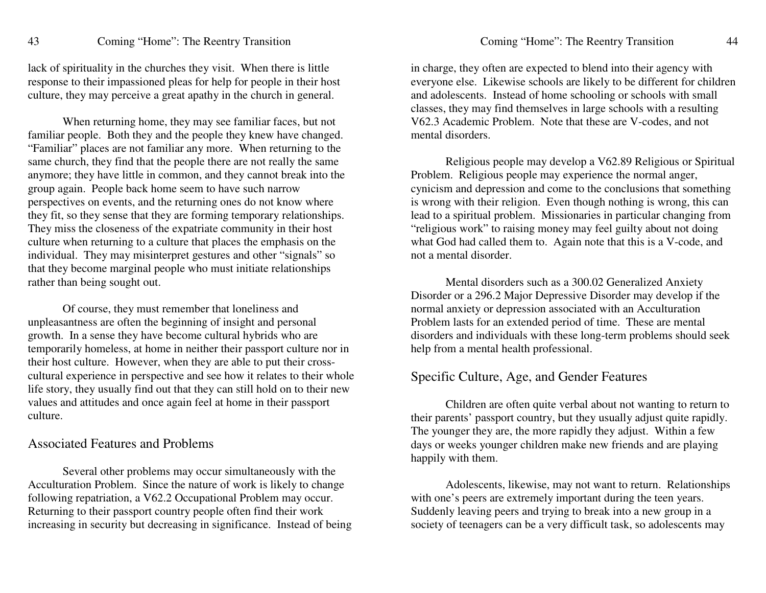lack of spirituality in the churches they visit. When there is little response to their impassioned pleas for help for people in their host culture, they may perceive a great apathy in the church in general.

When returning home, they may see familiar faces, but not familiar people. Both they and the people they knew have changed. "Familiar" places are not familiar any more. When returning to the same church, they find that the people there are not really the same anymore; they have little in common, and they cannot break into the group again. People back home seem to have such narrow perspectives on events, and the returning ones do not know where they fit, so they sense that they are forming temporary relationships. They miss the closeness of the expatriate community in their host culture when returning to a culture that places the emphasis on the individual. They may misinterpret gestures and other "signals" so that they become marginal people who must initiate relationships rather than being sought out.

Of course, they must remember that loneliness and unpleasantness are often the beginning of insight and personal growth. In a sense they have become cultural hybrids who are temporarily homeless, at home in neither their passport culture nor in their host culture. However, when they are able to put their cross-cultural experience in perspective and see how it relates to their whole life story, they usually find out that they can still hold on to their new values and attitudes and once again feel at home in their passport culture.

## Associated Features and Problems

Several other problems may occur simultaneously with the Acculturation Problem. Since the nature of work is likely to change following repatriation, a V62.2 Occupational Problem may occur. Returning to their passport country people often find their work increasing in security but decreasing in significance. Instead of being in charge, they often are expected to blend into their agency with everyone else. Likewise schools are likely to be different for children and adolescents. Instead of home schooling or schools with small classes, they may find themselves in large schools with a resulting V62.3 Academic Problem. Note that these are V-codes, and not mental disorders.

Religious people may develop a V62.89 Religious or Spiritual Problem. Religious people may experience the normal anger, cynicism and depression and come to the conclusions that something is wrong with their religion. Even though nothing is wrong, this can lead to a spiritual problem. Missionaries in particular changing from "religious work" to raising money may feel guilty about not doing what God had called them to. Again note that this is a V-code, and not a mental disorder.

Mental disorders such as a 300.02 Generalized Anxiety Disorder or a 296.2 Major Depressive Disorder may develop if the normal anxiety or depression associated with an Acculturation Problem lasts for an extended period of time. These are mental disorders and individuals with these long-term problems should seek help from a mental health professional.

## Specific Culture, Age, and Gender Features

Children are often quite verbal about not wanting to return to their parents' passport country, but they usually adjust quite rapidly. The younger they are, the more rapidly they adjust. Within a few days or weeks younger children make new friends and are playing happily with them.

Adolescents, likewise, may not want to return. Relationships with one's peers are extremely important during the teen years. Suddenly leaving peers and trying to break into a new group in a society of teenagers can be a very difficult task, so adolescents may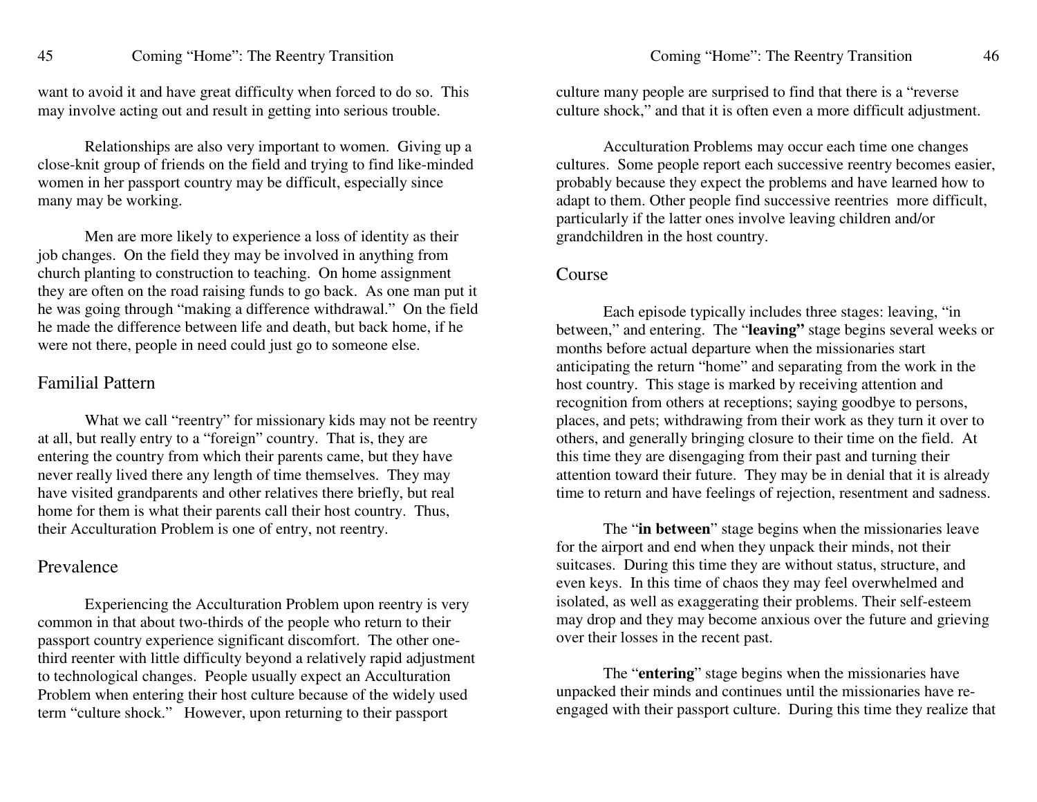want to avoid it and have great difficulty when forced to do so. This may involve acting out and result in getting into serious trouble.

Relationships are also very important to women. Giving up a close-knit group of friends on the field and trying to find like-minded women in her passport country may be difficult, especially since many may be working.

Men are more likely to experience a loss of identity as their job changes. On the field they may be involved in anything from church planting to construction to teaching. On home assignment they are often on the road raising funds to go back. As one man put it he was going through "making a difference withdrawal." On the field he made the difference between life and death, but back home, if he were not there, people in need could just go to someone else.

## Familial Pattern

What we call "reentry" for missionary kids may not be reentry at all, but really entry to a "foreign" country. That is, they are entering the country from which their parents came, but they have never really lived there any length of time themselves. They may have visited grandparents and other relatives there briefly, but real home for them is what their parents call their host country. Thus, their Acculturation Problem is one of entry, not reentry.

## Prevalence

Experiencing the Acculturation Problem upon reentry is very common in that about two-thirds of the people who return to their passport country experience significant discomfort. The other one-third reenter with little difficulty beyond a relatively rapid adjustment to technological changes. People usually expect an Acculturation Problem when entering their host culture because of the widely used term "culture shock." However, upon returning to their passport culture many people are surprised to find that there is a "reverse culture shock," and that it is often even a more difficult adjustment.

Acculturation Problems may occur each time one changes cultures. Some people report each successive reentry becomes easier, probably because they expect the problems and have learned how to adapt to them. Other people find successive reentries more difficult, particularly if the latter ones involve leaving children and/or grandchildren in the host country.

## Course

Each episode typically includes three stages: leaving, "in between," and entering. The "**leaving"** stage begins several weeks or months before actual departure when the missionaries start anticipating the return "home" and separating from the work in the host country. This stage is marked by receiving attention and recognition from others at receptions; saying goodbye to persons, places, and pets; withdrawing from their work as they turn it over to others, and generally bringing closure to their time on the field. At this time they are disengaging from their past and turning their attention toward their future. They may be in denial that it is already time to return and have feelings of rejection, resentment and sadness.

The "**in between**" stage begins when the missionaries leave for the airport and end when they unpack their minds, not their suitcases. During this time they are without status, structure, and even keys. In this time of chaos they may feel overwhelmed and isolated, as well as exaggerating their problems. Their self-esteem may drop and they may become anxious over the future and grieving over their losses in the recent past.

The "**entering**" stage begins when the missionaries have unpacked their minds and continues until the missionaries have re-engaged with their passport culture. During this time they realize that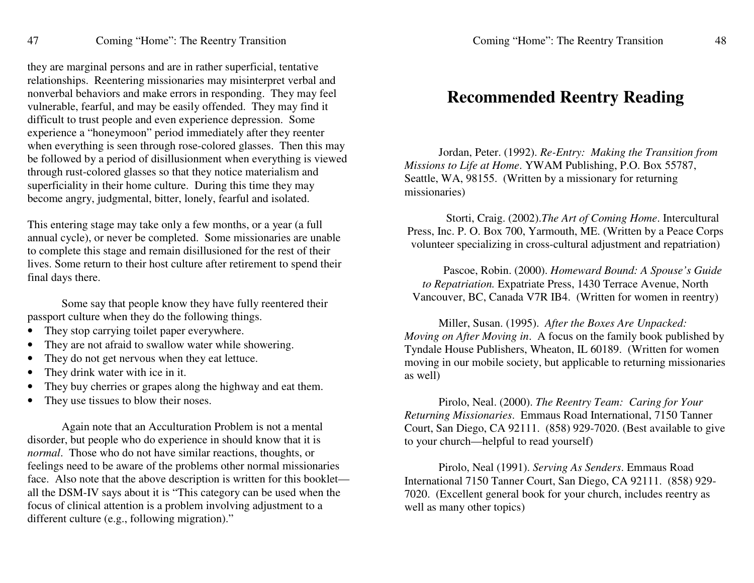they are marginal persons and are in rather superficial, tentative relationships. Reentering missionaries may misinterpret verbal and nonverbal behaviors and make errors in responding. They may feel vulnerable, fearful, and may be easily offended. They may find it difficult to trust people and even experience depression. Some experience a "honeymoon" period immediately after they reenter when everything is seen through rose-colored glasses. Then this may be followed by a period of disillusionment when everything is viewed through rust-colored glasses so that they notice materialism and superficiality in their home culture. During this time they may become angry, judgmental, bitter, lonely, fearful and isolated.

This entering stage may take only a few months, or a year (a full annual cycle), or never be completed. Some missionaries are unable to complete this stage and remain disillusioned for the rest of their lives. Some return to their host culture after retirement to spend their final days there.

Some say that people know they have fully reentered their passport culture when they do the following things.

- They stop carrying toilet paper everywhere.
- They are not afraid to swallow water while showering.
- They do not get nervous when they eat lettuce.
- They drink water with ice in it.
- They buy cherries or grapes along the highway and eat them.
- They use tissues to blow their noses.

Again note that an Acculturation Problem is not a mental disorder, but people who do experience in should know that it is *normal*. Those who do not have similar reactions, thoughts, or feelings need to be aware of the problems other normal missionaries face. Also note that the above description is written for this booklet—all the DSM-IV says about it is "This category can be used when the focus of clinical attention is a problem involving adjustment to a different culture (e.g., following migration)."

# Recommended Reentry Reading

Jordan, Peter. (1992). *Re-Entry: Making the Transition from Missions to Life at Home*. YWAM Publishing, P.O. Box 55787, Seattle, WA, 98155. (Written by a missionary for returning missionaries)

Storti, Craig. (2002).*The Art of Coming Home*. Intercultural Press, Inc. P. O. Box 700, Yarmouth, ME. (Written by a Peace Corps volunteer specializing in cross-cultural adjustment and repatriation)

Pascoe, Robin. (2000). *Homeward Bound: A Spouse's Guide to Repatriation.* Expatriate Press, 1430 Terrace Avenue, North Vancouver, BC, Canada V7R IB4. (Written for women in reentry)

Miller, Susan. (1995). *After the Boxes Are Unpacked: Moving on After Moving in*. A focus on the family book published by Tyndale House Publishers, Wheaton, IL 60189. (Written for women moving in our mobile society, but applicable to returning missionaries as well)

Pirolo, Neal. (2000). *The Reentry Team: Caring for Your Returning Missionaries*. Emmaus Road International, 7150 Tanner Court, San Diego, CA 92111. (858) 929-7020. (Best available to give to your church—helpful to read yourself)

Pirolo, Neal (1991). *Serving As Senders*. Emmaus Road International 7150 Tanner Court, San Diego, CA 92111. (858) 929-7020. (Excellent general book for your church, includes reentry as well as many other topics)